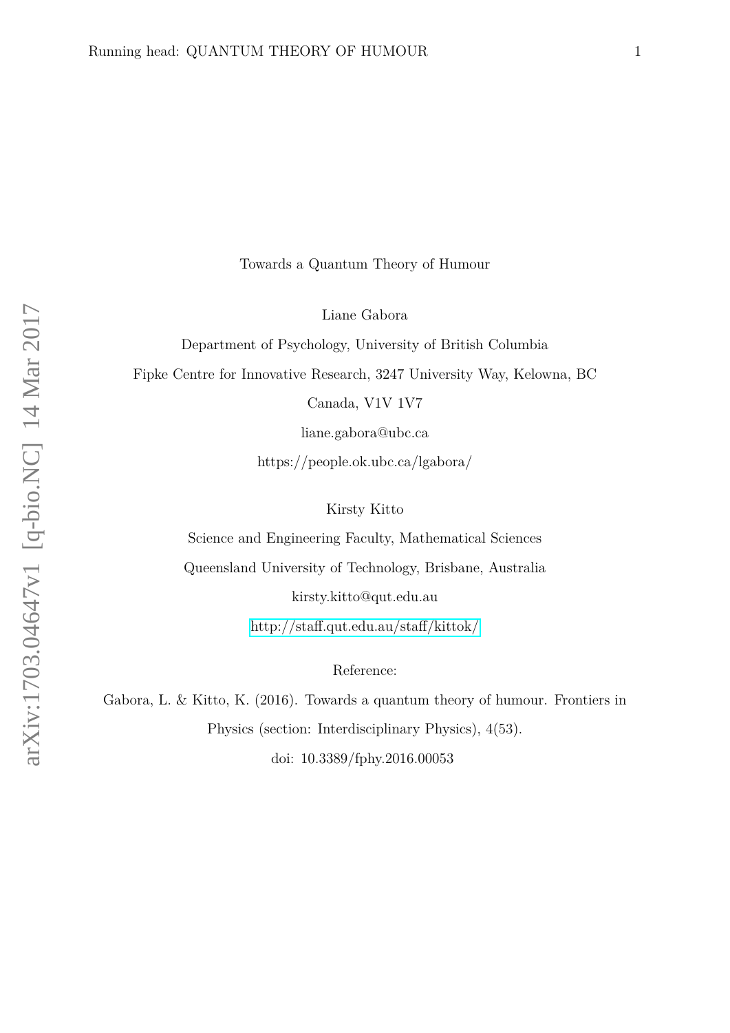# Towards a Quantum Theory of Humour

Liane Gabora

Department of Psychology, University of British Columbia

Fipke Centre for Innovative Research, 3247 University Way, Kelowna, BC

Canada, V1V 1V7

liane.gabora@ubc.ca

https://people.ok.ubc.ca/lgabora/

Kirsty Kitto

Science and Engineering Faculty, Mathematical Sciences

Queensland University of Technology, Brisbane, Australia

kirsty.kitto@qut.edu.au

http://staff.qut.edu.au/staff/kittok/

Reference:

Gabora, L. & Kitto, K. (2016). Towards a quantum theory of humour. Frontiers in Physics (section: Interdisciplinary Physics), 4(53).

doi: 10.3389/fphy.2016.00053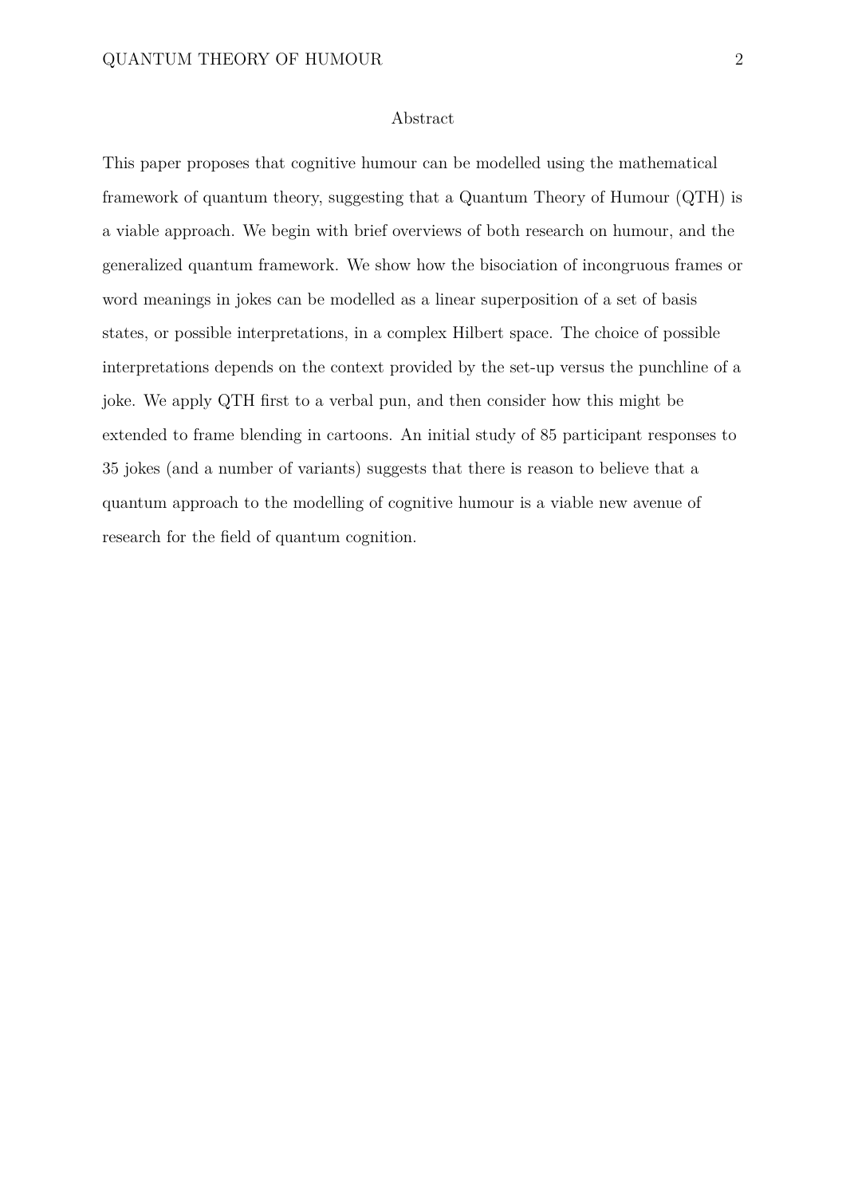## Abstract

This paper proposes that cognitive humour can be modelled using the mathematical framework of quantum theory, suggesting that a Quantum Theory of Humour (QTH) is a viable approach. We begin with brief overviews of both research on humour, and the generalized quantum framework. We show how the bisociation of incongruous frames or word meanings in jokes can be modelled as a linear superposition of a set of basis states, or possible interpretations, in a complex Hilbert space. The choice of possible interpretations depends on the context provided by the set-up versus the punchline of a joke. We apply QTH first to a verbal pun, and then consider how this might be extended to frame blending in cartoons. An initial study of 85 participant responses to 35 jokes (and a number of variants) suggests that there is reason to believe that a quantum approach to the modelling of cognitive humour is a viable new avenue of research for the field of quantum cognition.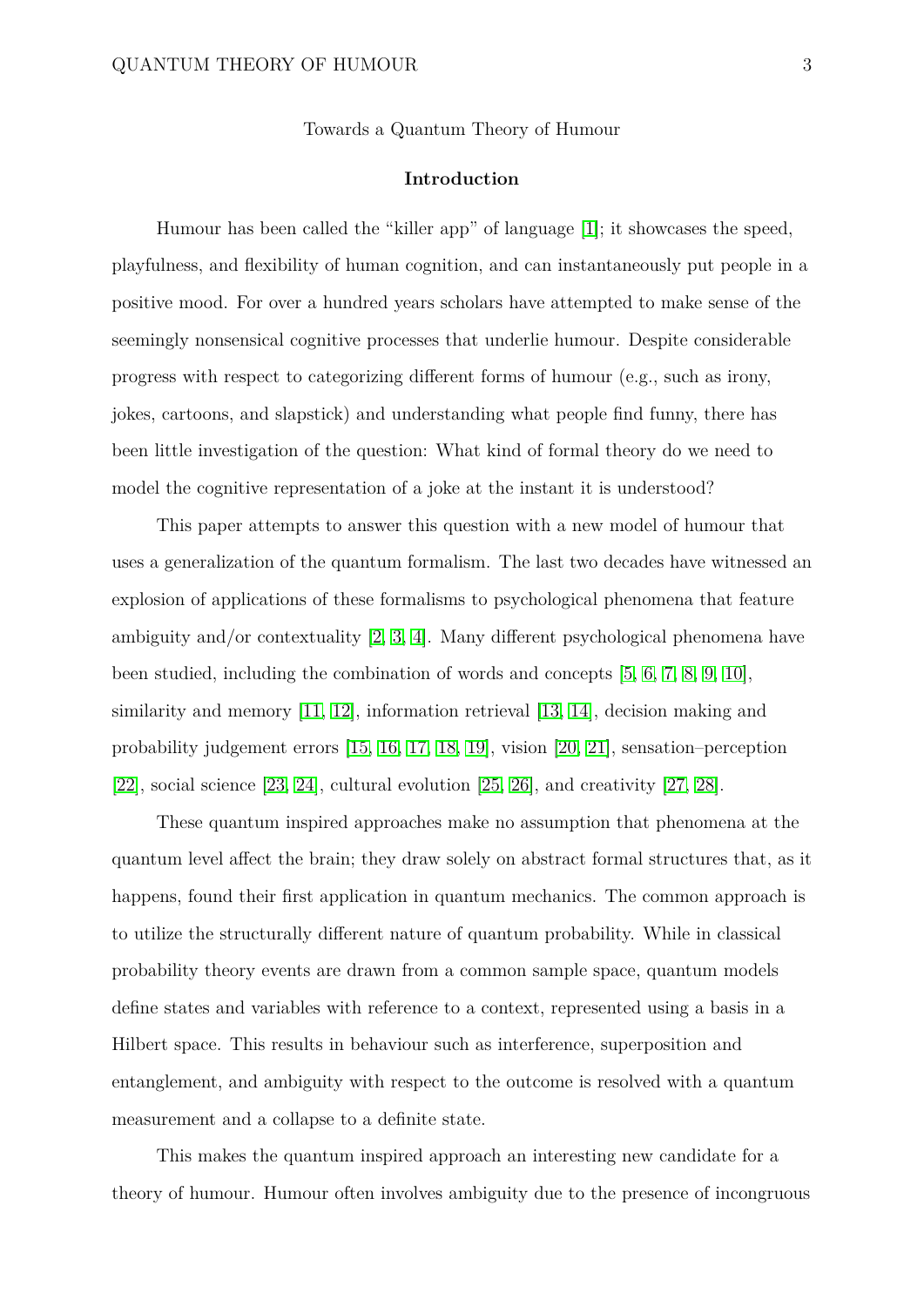Towards a Quantum Theory of Humour

## Introduction

Humour has been called the "killer app" of language [1]; it showcases the speed, playfulness, and flexibility of human cognition, and can instantaneously put people in a positive mood. For over a hundred years scholars have attempted to make sense of the seemingly nonsensical cognitive processes that underlie humour. Despite considerable progress with respect to categorizing different forms of humour (e.g., such as irony, jokes, cartoons, and slapstick) and understanding what people find funny, there has been little investigation of the question: What kind of formal theory do we need to model the cognitive representation of a joke at the instant it is understood?

This paper attempts to answer this question with a new model of humour that uses a generalization of the quantum formalism. The last two decades have witnessed an explosion of applications of these formalisms to psychological phenomena that feature ambiguity and/or contextuality [2, 3, 4]. Many different psychological phenomena have been studied, including the combination of words and concepts [5, 6, 7, 8, 9, 10], similarity and memory [11, 12], information retrieval [13, 14], decision making and probability judgement errors [15, 16, 17, 18, 19], vision [20, 21], sensation–perception [22], social science [23, 24], cultural evolution [25, 26], and creativity [27, 28].

These quantum inspired approaches make no assumption that phenomena at the quantum level affect the brain; they draw solely on abstract formal structures that, as it happens, found their first application in quantum mechanics. The common approach is to utilize the structurally different nature of quantum probability. While in classical probability theory events are drawn from a common sample space, quantum models define states and variables with reference to a context, represented using a basis in a Hilbert space. This results in behaviour such as interference, superposition and entanglement, and ambiguity with respect to the outcome is resolved with a quantum measurement and a collapse to a definite state.

This makes the quantum inspired approach an interesting new candidate for a theory of humour. Humour often involves ambiguity due to the presence of incongruous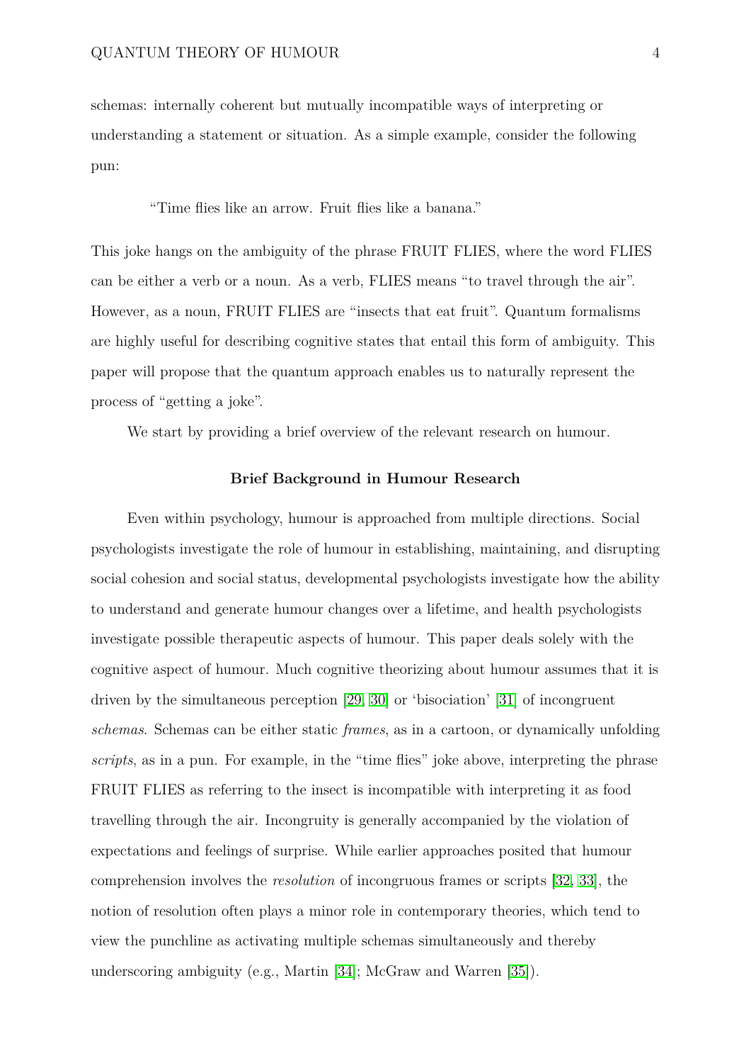schemas: internally coherent but mutually incompatible ways of interpreting or understanding a statement or situation. As a simple example, consider the following pun:

> "Time flies like an arrow. Fruit flies like a banana."

This joke hangs on the ambiguity of the phrase FRUIT FLIES, where the word FLIES can be either a verb or a noun. As a verb, FLIES means "to travel through the air". However, as a noun, FRUIT FLIES are "insects that eat fruit". Quantum formalisms are highly useful for describing cognitive states that entail this form of ambiguity. This paper will propose that the quantum approach enables us to naturally represent the process of "getting a joke".

We start by providing a brief overview of the relevant research on humour.

## Brief Background in Humour Research

Even within psychology, humour is approached from multiple directions. Social psychologists investigate the role of humour in establishing, maintaining, and disrupting social cohesion and social status, developmental psychologists investigate how the ability to understand and generate humour changes over a lifetime, and health psychologists investigate possible therapeutic aspects of humour. This paper deals solely with the cognitive aspect of humour. Much cognitive theorizing about humour assumes that it is driven by the simultaneous perception [29, 30] or 'bisociation' [31] of incongruent *schemas*. Schemas can be either static *frames*, as in a cartoon, or dynamically unfolding *scripts*, as in a pun. For example, in the "time flies" joke above, interpreting the phrase FRUIT FLIES as referring to the insect is incompatible with interpreting it as food travelling through the air. Incongruity is generally accompanied by the violation of expectations and feelings of surprise. While earlier approaches posited that humour comprehension involves the *resolution* of incongruous frames or scripts [32, 33], the notion of resolution often plays a minor role in contemporary theories, which tend to view the punchline as activating multiple schemas simultaneously and thereby underscoring ambiguity (e.g., Martin [34]; McGraw and Warren [35]).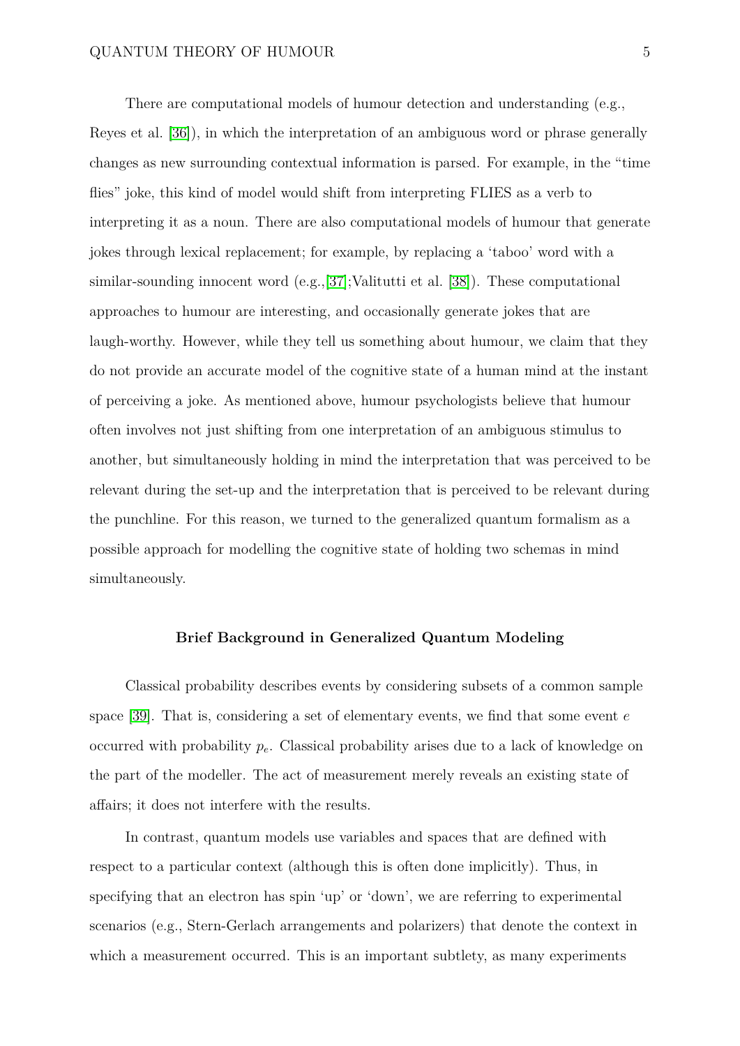There are computational models of humour detection and understanding (e.g., Reyes et al. [36]), in which the interpretation of an ambiguous word or phrase generally changes as new surrounding contextual information is parsed. For example, in the "time flies" joke, this kind of model would shift from interpreting FLIES as a verb to interpreting it as a noun. There are also computational models of humour that generate jokes through lexical replacement; for example, by replacing a 'taboo' word with a similar-sounding innocent word (e.g.,[37];Valitutti et al. [38]). These computational approaches to humour are interesting, and occasionally generate jokes that are laugh-worthy. However, while they tell us something about humour, we claim that they do not provide an accurate model of the cognitive state of a human mind at the instant of perceiving a joke. As mentioned above, humour psychologists believe that humour often involves not just shifting from one interpretation of an ambiguous stimulus to another, but simultaneously holding in mind the interpretation that was perceived to be relevant during the set-up and the interpretation that is perceived to be relevant during the punchline. For this reason, we turned to the generalized quantum formalism as a possible approach for modelling the cognitive state of holding two schemas in mind simultaneously.

## Brief Background in Generalized Quantum Modeling

Classical probability describes events by considering subsets of a common sample space [39]. That is, considering a set of elementary events, we find that some event $e$ occurred with probability $p_e$. Classical probability arises due to a lack of knowledge on the part of the modeller. The act of measurement merely reveals an existing state of affairs; it does not interfere with the results.

In contrast, quantum models use variables and spaces that are defined with respect to a particular context (although this is often done implicitly). Thus, in specifying that an electron has spin 'up' or 'down', we are referring to experimental scenarios (e.g., Stern-Gerlach arrangements and polarizers) that denote the context in which a measurement occurred. This is an important subtlety, as many experiments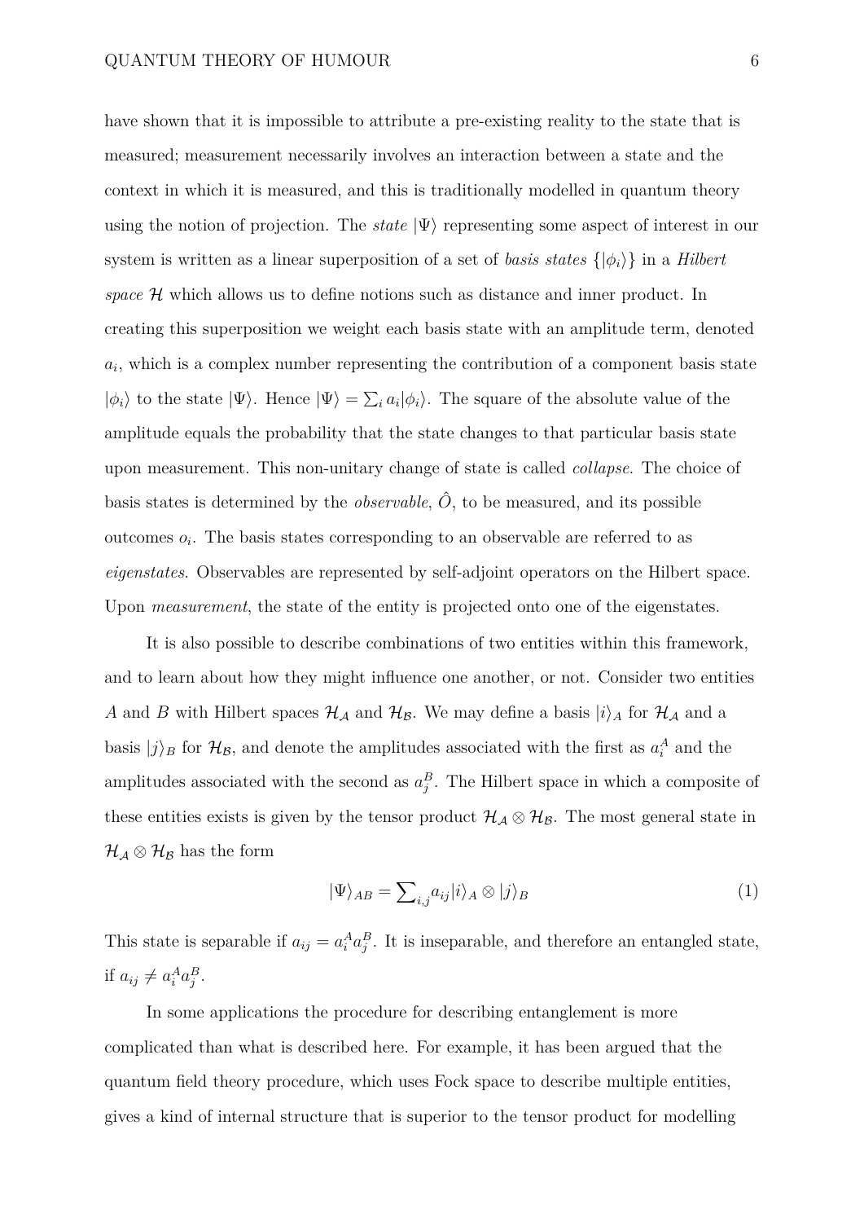have shown that it is impossible to attribute a pre-existing reality to the state that is measured; measurement necessarily involves an interaction between a state and the context in which it is measured, and this is traditionally modelled in quantum theory using the notion of projection. The *state* $|\Psi\rangle$ representing some aspect of interest in our system is written as a linear superposition of a set of *basis states* $\{|\phi_i\rangle\}$ in a *Hilbert space* $\mathcal{H}$ which allows us to define notions such as distance and inner product. In creating this superposition we weight each basis state with an amplitude term, denoted $a_i$, which is a complex number representing the contribution of a component basis state $|\phi_i\rangle$ to the state $|\Psi\rangle$. Hence $|\Psi\rangle = \sum_i a_i|\phi_i\rangle$. The square of the absolute value of the amplitude equals the probability that the state changes to that particular basis state upon measurement. This non-unitary change of state is called *collapse*. The choice of basis states is determined by the *observable*, $\hat{O}$, to be measured, and its possible outcomes $o_i$. The basis states corresponding to an observable are referred to as *eigenstates*. Observables are represented by self-adjoint operators on the Hilbert space. Upon *measurement*, the state of the entity is projected onto one of the eigenstates.

It is also possible to describe combinations of two entities within this framework, and to learn about how they might influence one another, or not. Consider two entities $A$ and $B$ with Hilbert spaces $\mathcal{H_A}$ and $\mathcal{H_B}$. We may define a basis $|i\rangle_A$ for $\mathcal{H_A}$ and a basis $|j\rangle_B$ for $\mathcal{H_B}$, and denote the amplitudes associated with the first as $a_i^A$ and the amplitudes associated with the second as $a_j^B$. The Hilbert space in which a composite of these entities exists is given by the tensor product $\mathcal{H_A} \otimes \mathcal{H_B}$. The most general state in $\mathcal{H_A} \otimes \mathcal{H_B}$ has the form

$$|\Psi\rangle_{AB} = \sum\nolimits_{i,j} a_{ij}|i\rangle_A \otimes |j\rangle_B \tag{1}$$

This state is separable if $a_{ij} = a_i^A a_j^B$. It is inseparable, and therefore an entangled state, if $a_{ij} \neq a_i^A a_j^B$.

In some applications the procedure for describing entanglement is more complicated than what is described here. For example, it has been argued that the quantum field theory procedure, which uses Fock space to describe multiple entities, gives a kind of internal structure that is superior to the tensor product for modelling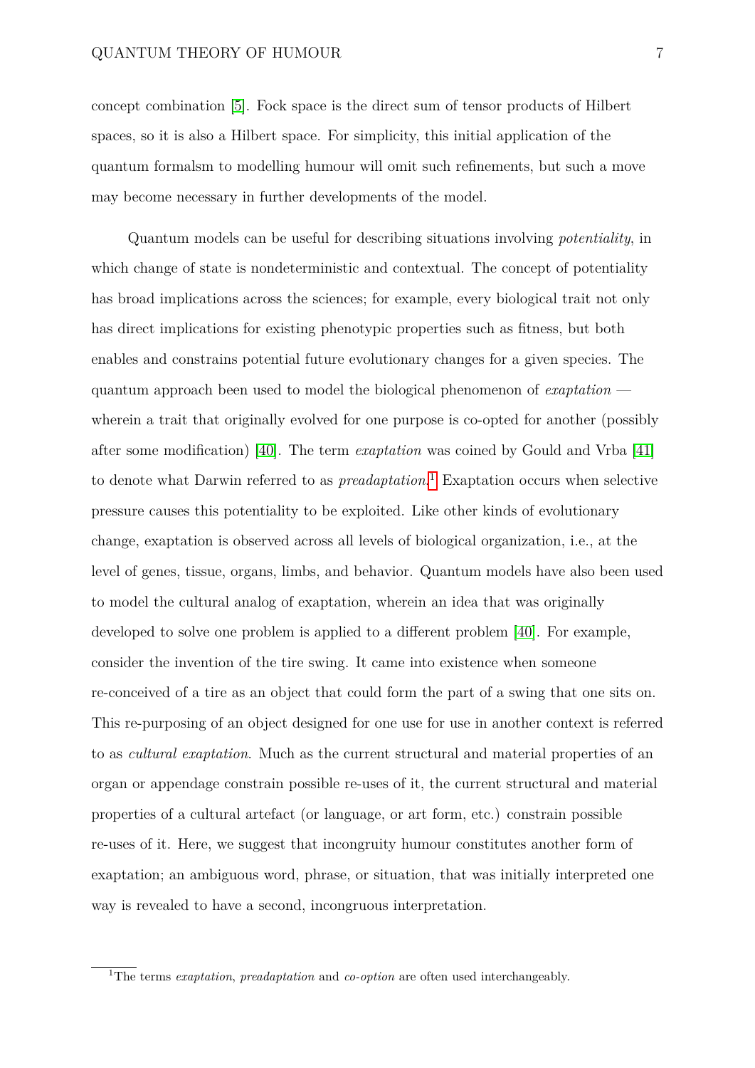concept combination [5]. Fock space is the direct sum of tensor products of Hilbert spaces, so it is also a Hilbert space. For simplicity, this initial application of the quantum formalsm to modelling humour will omit such refinements, but such a move may become necessary in further developments of the model.

Quantum models can be useful for describing situations involving *potentiality*, in which change of state is nondeterministic and contextual. The concept of potentiality has broad implications across the sciences; for example, every biological trait not only has direct implications for existing phenotypic properties such as fitness, but both enables and constrains potential future evolutionary changes for a given species. The quantum approach been used to model the biological phenomenon of *exaptation* — wherein a trait that originally evolved for one purpose is co-opted for another (possibly after some modification) [40]. The term *exaptation* was coined by Gould and Vrba [41] to denote what Darwin referred to as *preadaptation*.[1] Exaptation occurs when selective pressure causes this potentiality to be exploited. Like other kinds of evolutionary change, exaptation is observed across all levels of biological organization, i.e., at the level of genes, tissue, organs, limbs, and behavior. Quantum models have also been used to model the cultural analog of exaptation, wherein an idea that was originally developed to solve one problem is applied to a different problem [40]. For example, consider the invention of the tire swing. It came into existence when someone re-conceived of a tire as an object that could form the part of a swing that one sits on. This re-purposing of an object designed for one use for use in another context is referred to as *cultural exaptation*. Much as the current structural and material properties of an organ or appendage constrain possible re-uses of it, the current structural and material properties of a cultural artefact (or language, or art form, etc.) constrain possible re-uses of it. Here, we suggest that incongruity humour constitutes another form of exaptation; an ambiguous word, phrase, or situation, that was initially interpreted one way is revealed to have a second, incongruous interpretation.

[1] The terms *exaptation*, *preadaptation* and *co-option* are often used interchangeably.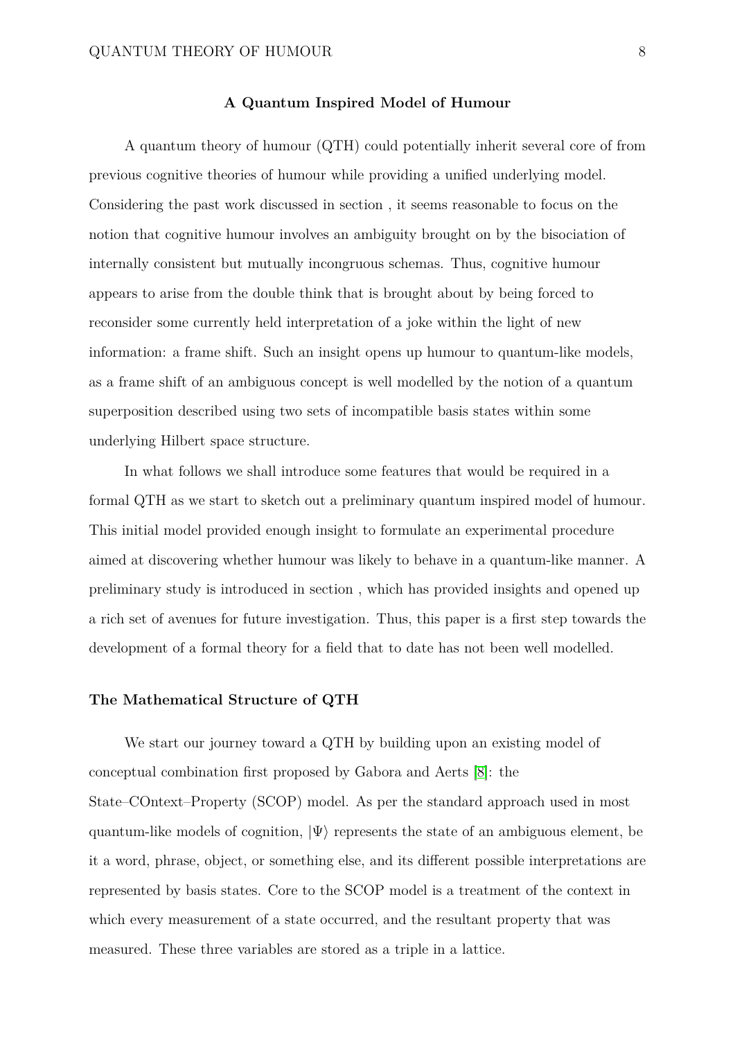## A Quantum Inspired Model of Humour

A quantum theory of humour (QTH) could potentially inherit several core of from previous cognitive theories of humour while providing a unified underlying model. Considering the past work discussed in section , it seems reasonable to focus on the notion that cognitive humour involves an ambiguity brought on by the bisociation of internally consistent but mutually incongruous schemas. Thus, cognitive humour appears to arise from the double think that is brought about by being forced to reconsider some currently held interpretation of a joke within the light of new information: a frame shift. Such an insight opens up humour to quantum-like models, as a frame shift of an ambiguous concept is well modelled by the notion of a quantum superposition described using two sets of incompatible basis states within some underlying Hilbert space structure.

In what follows we shall introduce some features that would be required in a formal QTH as we start to sketch out a preliminary quantum inspired model of humour. This initial model provided enough insight to formulate an experimental procedure aimed at discovering whether humour was likely to behave in a quantum-like manner. A preliminary study is introduced in section , which has provided insights and opened up a rich set of avenues for future investigation. Thus, this paper is a first step towards the development of a formal theory for a field that to date has not been well modelled.

### The Mathematical Structure of QTH

We start our journey toward a QTH by building upon an existing model of conceptual combination first proposed by Gabora and Aerts [8]: the State–COntext–Property (SCOP) model. As per the standard approach used in most quantum-like models of cognition, $|\Psi\rangle$ represents the state of an ambiguous element, be it a word, phrase, object, or something else, and its different possible interpretations are represented by basis states. Core to the SCOP model is a treatment of the context in which every measurement of a state occurred, and the resultant property that was measured. These three variables are stored as a triple in a lattice.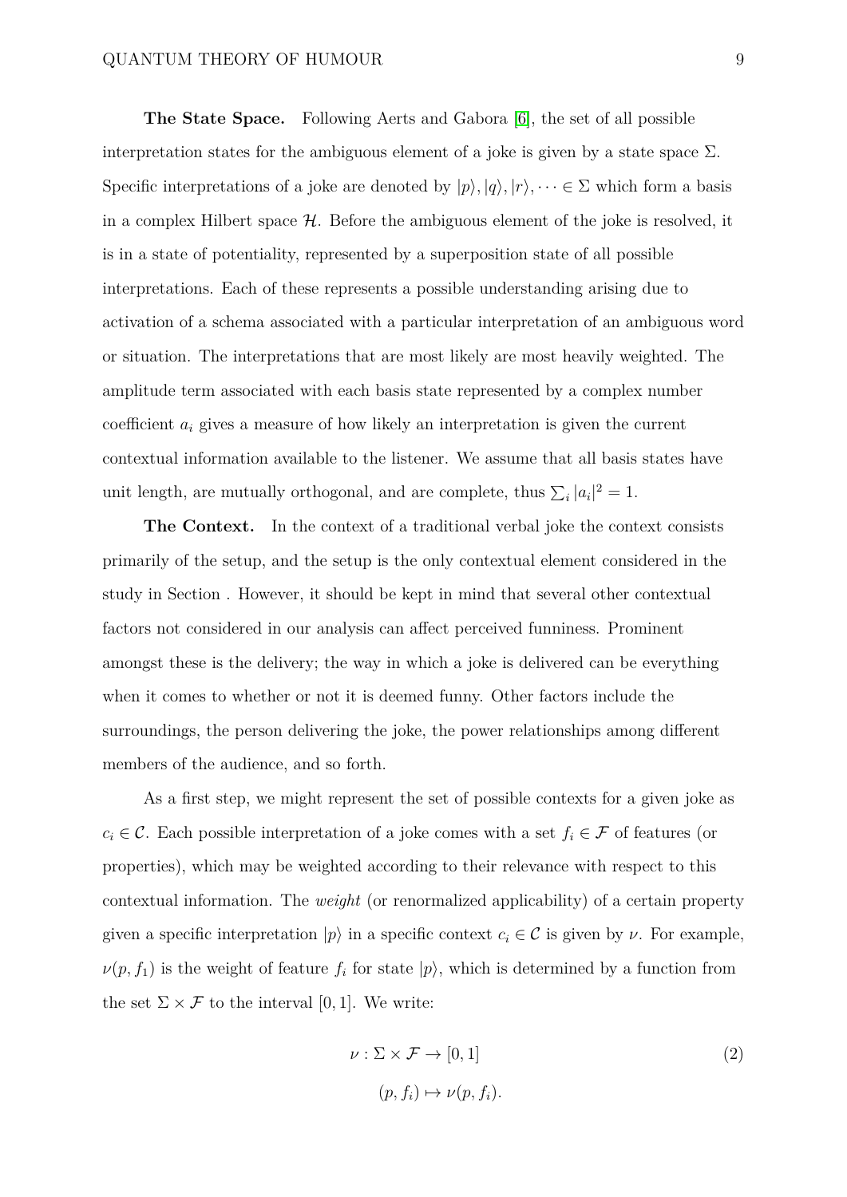**The State Space.** Following Aerts and Gabora [6], the set of all possible interpretation states for the ambiguous element of a joke is given by a state space $\Sigma$. Specific interpretations of a joke are denoted by $|p\rangle, |q\rangle, |r\rangle, \dots \in \Sigma$ which form a basis in a complex Hilbert space $\mathcal{H}$. Before the ambiguous element of the joke is resolved, it is in a state of potentiality, represented by a superposition state of all possible interpretations. Each of these represents a possible understanding arising due to activation of a schema associated with a particular interpretation of an ambiguous word or situation. The interpretations that are most likely are most heavily weighted. The amplitude term associated with each basis state represented by a complex number coefficient $a_i$ gives a measure of how likely an interpretation is given the current contextual information available to the listener. We assume that all basis states have unit length, are mutually orthogonal, and are complete, thus $\sum_i |a_i|^2 = 1$.

**The Context.** In the context of a traditional verbal joke the context consists primarily of the setup, and the setup is the only contextual element considered in the study in Section . However, it should be kept in mind that several other contextual factors not considered in our analysis can affect perceived funniness. Prominent amongst these is the delivery; the way in which a joke is delivered can be everything when it comes to whether or not it is deemed funny. Other factors include the surroundings, the person delivering the joke, the power relationships among different members of the audience, and so forth.

As a first step, we might represent the set of possible contexts for a given joke as $c_i \in \mathcal{C}$. Each possible interpretation of a joke comes with a set $f_i \in \mathcal{F}$ of features (or properties), which may be weighted according to their relevance with respect to this contextual information. The *weight* (or renormalized applicability) of a certain property given a specific interpretation $|p\rangle$ in a specific context $c_i \in \mathcal{C}$ is given by $\nu$. For example, $\nu(p, f_1)$ is the weight of feature $f_i$ for state $|p\rangle$, which is determined by a function from the set $\Sigma \times \mathcal{F}$ to the interval $[0, 1]$. We write:

$$
\begin{aligned}
\nu : \Sigma \times \mathcal{F} &\to [0, 1] \\
(p, f_i) &\mapsto \nu(p, f_i).
\end{aligned}
\tag{2}
$$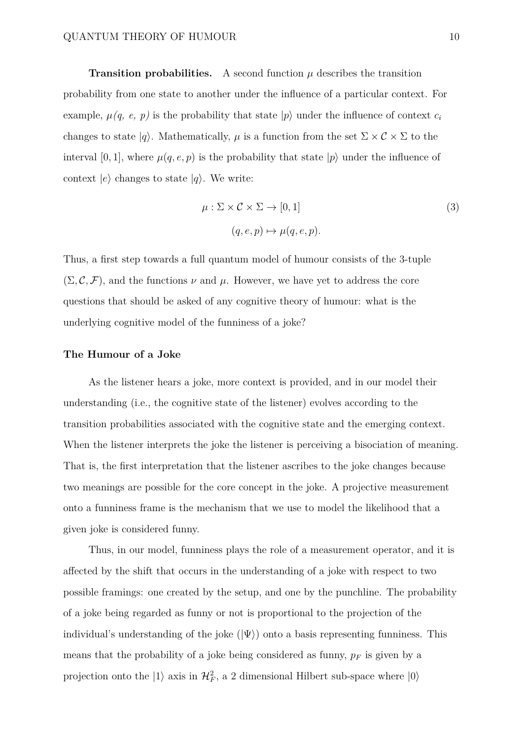**Transition probabilities.** A second function $\mu$ describes the transition probability from one state to another under the influence of a particular context. For example, $\mu(q,\ e,\ p)$ is the probability that state $|p\rangle$ under the influence of context $c_i$ changes to state $|q\rangle$. Mathematically, $\mu$ is a function from the set $\Sigma \times \mathcal{C} \times \Sigma$ to the interval $[0, 1]$, where $\mu(q, e, p)$ is the probability that state $|p\rangle$ under the influence of context $|e\rangle$ changes to state $|q\rangle$. We write:

$$
\begin{aligned}
\mu : \Sigma \times \mathcal{C} \times \Sigma &\to [0, 1] \\
(q, e, p) &\mapsto \mu(q, e, p).
\end{aligned}
\tag{3}
$$

Thus, a first step towards a full quantum model of humour consists of the 3-tuple $(\Sigma, \mathcal{C}, \mathcal{F})$, and the functions $\nu$ and $\mu$. However, we have yet to address the core questions that should be asked of any cognitive theory of humour: what is the underlying cognitive model of the funniness of a joke?

## The Humour of a Joke

As the listener hears a joke, more context is provided, and in our model their understanding (i.e., the cognitive state of the listener) evolves according to the transition probabilities associated with the cognitive state and the emerging context. When the listener interprets the joke the listener is perceiving a bisociation of meaning. That is, the first interpretation that the listener ascribes to the joke changes because two meanings are possible for the core concept in the joke. A projective measurement onto a funniness frame is the mechanism that we use to model the likelihood that a given joke is considered funny.

Thus, in our model, funniness plays the role of a measurement operator, and it is affected by the shift that occurs in the understanding of a joke with respect to two possible framings: one created by the setup, and one by the punchline. The probability of a joke being regarded as funny or not is proportional to the projection of the individual's understanding of the joke ($|\Psi\rangle$) onto a basis representing funniness. This means that the probability of a joke being considered as funny, $p_F$ is given by a projection onto the $|1\rangle$ axis in $\mathcal{H}_F^2$, a 2 dimensional Hilbert sub-space where $|0\rangle$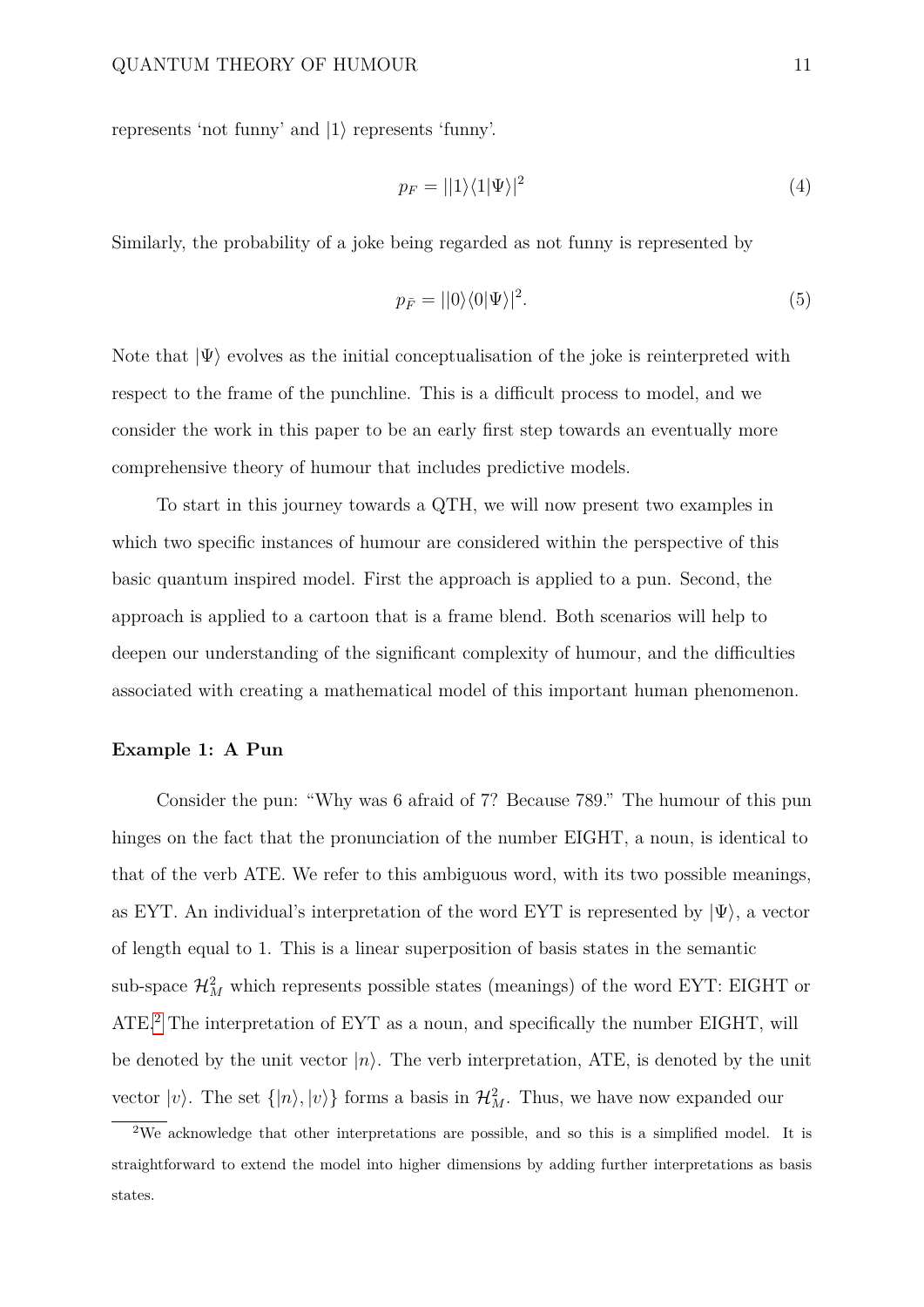represents 'not funny' and $|1\rangle$ represents 'funny'.

$$p_F = ||1\rangle\langle 1|\Psi\rangle|^2 \tag{4}$$

Similarly, the probability of a joke being regarded as not funny is represented by

$$p_{\bar{F}} = ||0\rangle\langle 0|\Psi\rangle|^2. \tag{5}$$

Note that $|\Psi\rangle$ evolves as the initial conceptualisation of the joke is reinterpreted with respect to the frame of the punchline. This is a difficult process to model, and we consider the work in this paper to be an early first step towards an eventually more comprehensive theory of humour that includes predictive models.

To start in this journey towards a QTH, we will now present two examples in which two specific instances of humour are considered within the perspective of this basic quantum inspired model. First the approach is applied to a pun. Second, the approach is applied to a cartoon that is a frame blend. Both scenarios will help to deepen our understanding of the significant complexity of humour, and the difficulties associated with creating a mathematical model of this important human phenomenon.

**Example 1: A Pun**

Consider the pun: "Why was 6 afraid of 7? Because 789." The humour of this pun hinges on the fact that the pronunciation of the number EIGHT, a noun, is identical to that of the verb ATE. We refer to this ambiguous word, with its two possible meanings, as EYT. An individual's interpretation of the word EYT is represented by $|\Psi\rangle$, a vector of length equal to 1. This is a linear superposition of basis states in the semantic sub-space $\mathcal{H}_M^2$ which represents possible states (meanings) of the word EYT: EIGHT or ATE.[2] The interpretation of EYT as a noun, and specifically the number EIGHT, will be denoted by the unit vector $|n\rangle$. The verb interpretation, ATE, is denoted by the unit vector $|v\rangle$. The set $\{|n\rangle, |v\rangle\}$ forms a basis in $\mathcal{H}_M^2$. Thus, we have now expanded our

[2]We acknowledge that other interpretations are possible, and so this is a simplified model. It is straightforward to extend the model into higher dimensions by adding further interpretations as basis states.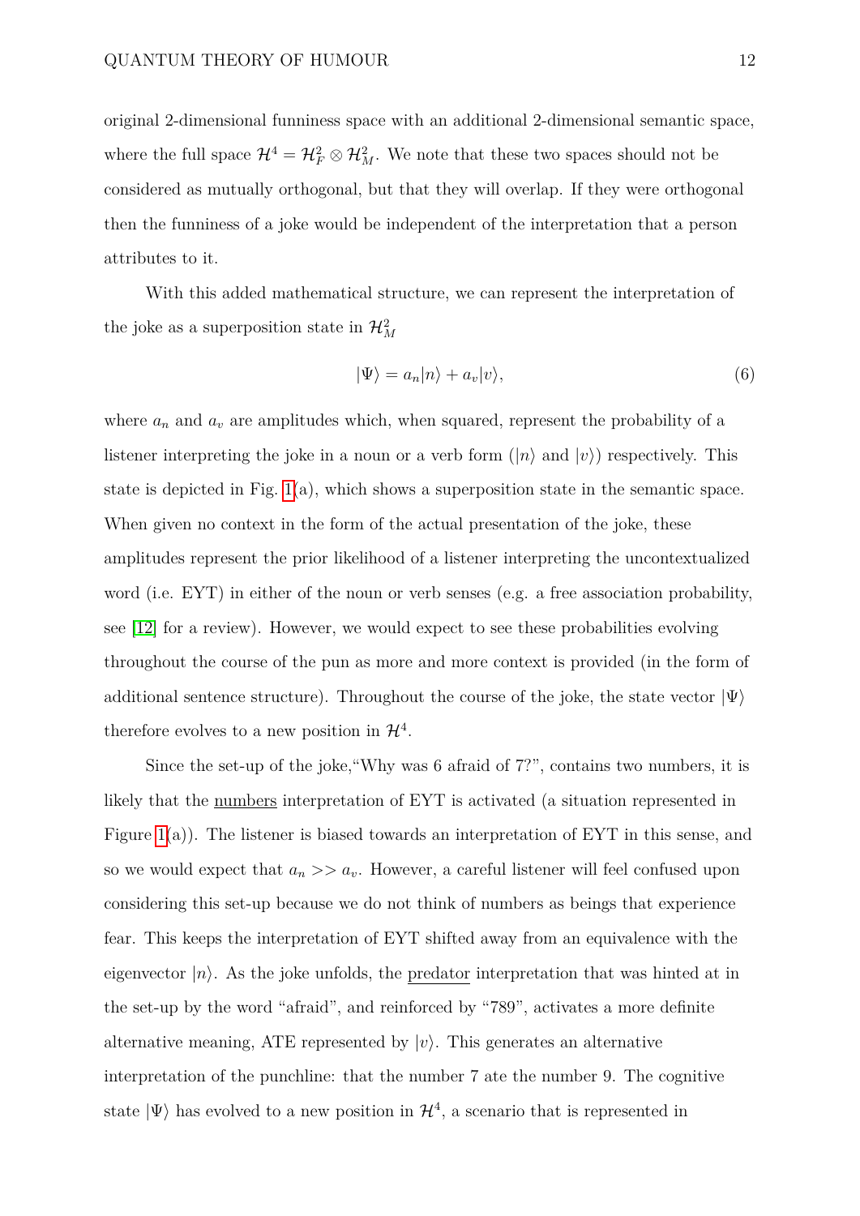original 2-dimensional funniness space with an additional 2-dimensional semantic space, where the full space $\mathcal{H}^4 = \mathcal{H}_F^2 \otimes \mathcal{H}_M^2$. We note that these two spaces should not be considered as mutually orthogonal, but that they will overlap. If they were orthogonal then the funniness of a joke would be independent of the interpretation that a person attributes to it.

With this added mathematical structure, we can represent the interpretation of the joke as a superposition state in $\mathcal{H}_M^2$

$$|\Psi\rangle = a_n|n\rangle + a_v|v\rangle, \tag{6}$$

where $a_n$ and $a_v$ are amplitudes which, when squared, represent the probability of a listener interpreting the joke in a noun or a verb form ($|n\rangle$ and $|v\rangle$) respectively. This state is depicted in Fig. 1(a), which shows a superposition state in the semantic space. When given no context in the form of the actual presentation of the joke, these amplitudes represent the prior likelihood of a listener interpreting the uncontextualized word (i.e. EYT) in either of the noun or verb senses (e.g. a free association probability, see [12] for a review). However, we would expect to see these probabilities evolving throughout the course of the pun as more and more context is provided (in the form of additional sentence structure). Throughout the course of the joke, the state vector $|\Psi\rangle$ therefore evolves to a new position in $\mathcal{H}^4$.

Since the set-up of the joke,"Why was 6 afraid of 7?", contains two numbers, it is likely that the numbers interpretation of EYT is activated (a situation represented in Figure 1(a)). The listener is biased towards an interpretation of EYT in this sense, and so we would expect that $a_n >> a_v$. However, a careful listener will feel confused upon considering this set-up because we do not think of numbers as beings that experience fear. This keeps the interpretation of EYT shifted away from an equivalence with the eigenvector $|n\rangle$. As the joke unfolds, the predator interpretation that was hinted at in the set-up by the word "afraid", and reinforced by "789", activates a more definite alternative meaning, ATE represented by $|v\rangle$. This generates an alternative interpretation of the punchline: that the number 7 ate the number 9. The cognitive state $|\Psi\rangle$ has evolved to a new position in $\mathcal{H}^4$, a scenario that is represented in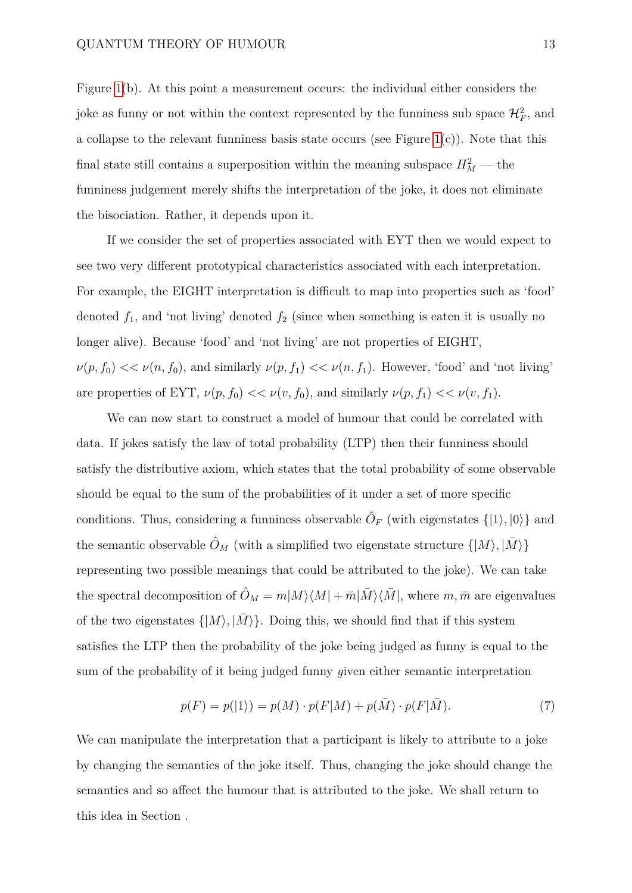Figure 1(b). At this point a measurement occurs: the individual either considers the joke as funny or not within the context represented by the funniness sub space $\mathcal{H}_F^2$, and a collapse to the relevant funniness basis state occurs (see Figure 1(c)). Note that this final state still contains a superposition within the meaning subspace $H_M^2$ — the funniness judgement merely shifts the interpretation of the joke, it does not eliminate the bisociation. Rather, it depends upon it.

If we consider the set of properties associated with EYT then we would expect to see two very different prototypical characteristics associated with each interpretation. For example, the EIGHT interpretation is difficult to map into properties such as 'food' denoted $f_1$, and 'not living' denoted $f_2$ (since when something is eaten it is usually no longer alive). Because 'food' and 'not living' are not properties of EIGHT, $\nu(p, f_0) << \nu(n, f_0)$, and similarly $\nu(p, f_1) << \nu(n, f_1)$. However, 'food' and 'not living' are properties of EYT, $\nu(p, f_0) << \nu(v, f_0)$, and similarly $\nu(p, f_1) << \nu(v, f_1)$.

We can now start to construct a model of humour that could be correlated with data. If jokes satisfy the law of total probability (LTP) then their funniness should satisfy the distributive axiom, which states that the total probability of some observable should be equal to the sum of the probabilities of it under a set of more specific conditions. Thus, considering a funniness observable $\hat{O}_F$ (with eigenstates $\{|1\rangle, |0\rangle\}$ and the semantic observable $\hat{O}_M$ (with a simplified two eigenstate structure $\{|M\rangle, |\bar{M}\rangle\}$ representing two possible meanings that could be attributed to the joke). We can take the spectral decomposition of $\hat{O}_M = m|M\rangle\langle M| + \bar{m}|\bar{M}\rangle\langle\bar{M}|$, where $m, \bar{m}$ are eigenvalues of the two eigenstates $\{|M\rangle, |\bar{M}\rangle\}$. Doing this, we should find that if this system satisfies the LTP then the probability of the joke being judged as funny is equal to the sum of the probability of it being judged funny *g*iven either semantic interpretation

$$p(F) = p(|1\rangle) = p(M) \cdot p(F|M) + p(\bar{M}) \cdot p(F|\bar{M}). \tag{7}$$

We can manipulate the interpretation that a participant is likely to attribute to a joke by changing the semantics of the joke itself. Thus, changing the joke should change the semantics and so affect the humour that is attributed to the joke. We shall return to this idea in Section .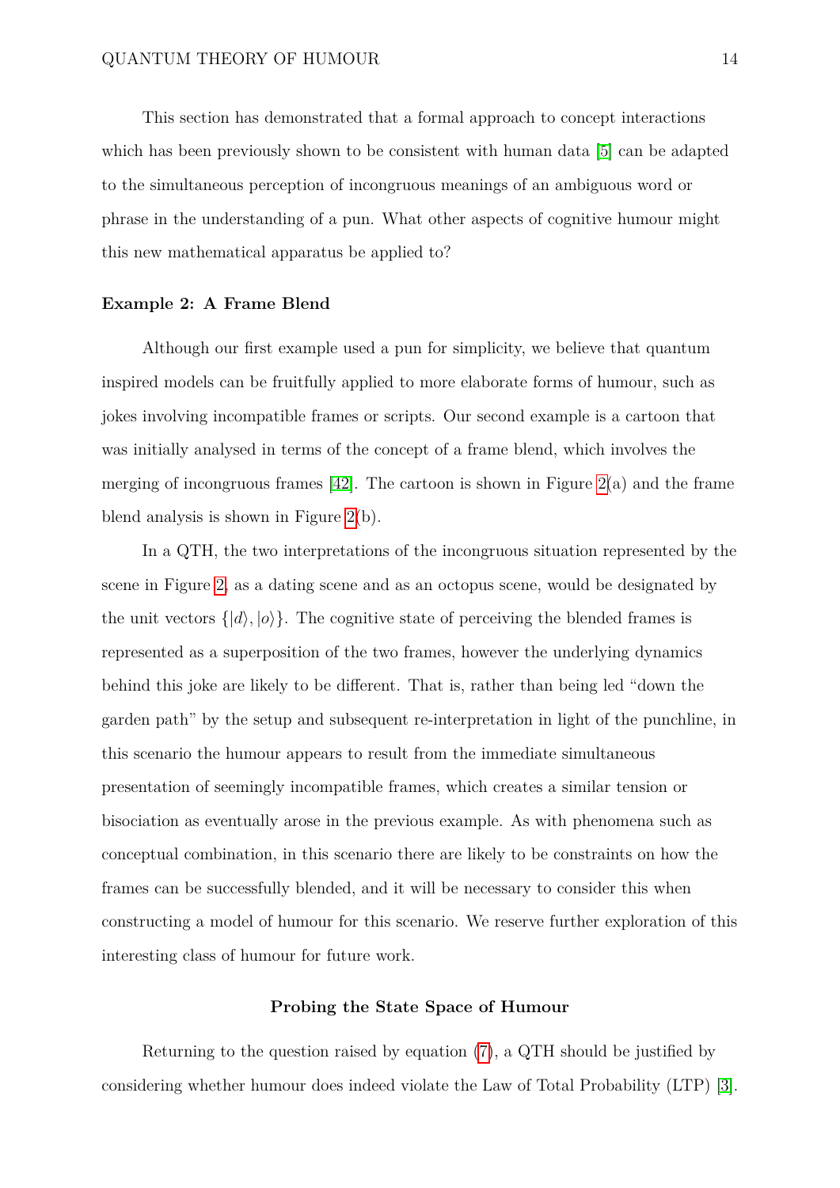This section has demonstrated that a formal approach to concept interactions which has been previously shown to be consistent with human data [5] can be adapted to the simultaneous perception of incongruous meanings of an ambiguous word or phrase in the understanding of a pun. What other aspects of cognitive humour might this new mathematical apparatus be applied to?

### Example 2: A Frame Blend

Although our first example used a pun for simplicity, we believe that quantum inspired models can be fruitfully applied to more elaborate forms of humour, such as jokes involving incompatible frames or scripts. Our second example is a cartoon that was initially analysed in terms of the concept of a frame blend, which involves the merging of incongruous frames [42]. The cartoon is shown in Figure 2(a) and the frame blend analysis is shown in Figure 2(b).

In a QTH, the two interpretations of the incongruous situation represented by the scene in Figure 2, as a dating scene and as an octopus scene, would be designated by the unit vectors $\{|d\rangle, |o\rangle\}$. The cognitive state of perceiving the blended frames is represented as a superposition of the two frames, however the underlying dynamics behind this joke are likely to be different. That is, rather than being led "down the garden path" by the setup and subsequent re-interpretation in light of the punchline, in this scenario the humour appears to result from the immediate simultaneous presentation of seemingly incompatible frames, which creates a similar tension or bisociation as eventually arose in the previous example. As with phenomena such as conceptual combination, in this scenario there are likely to be constraints on how the frames can be successfully blended, and it will be necessary to consider this when constructing a model of humour for this scenario. We reserve further exploration of this interesting class of humour for future work.

## Probing the State Space of Humour

Returning to the question raised by equation (7), a QTH should be justified by considering whether humour does indeed violate the Law of Total Probability (LTP) [3].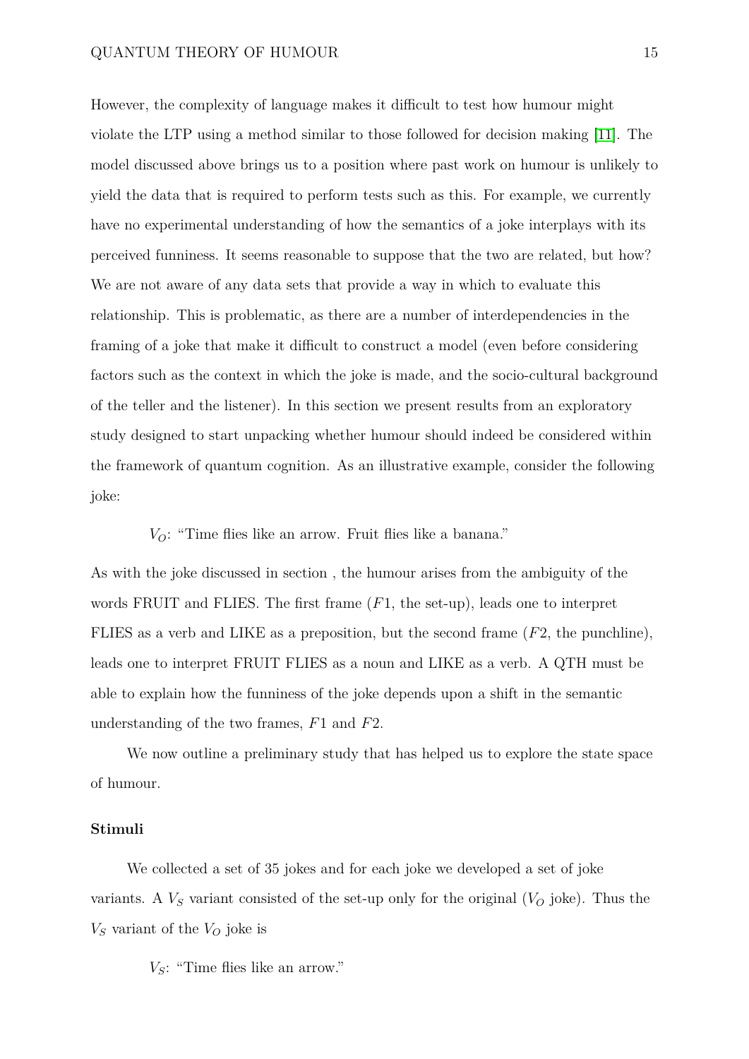However, the complexity of language makes it difficult to test how humour might violate the LTP using a method similar to those followed for decision making [11]. The model discussed above brings us to a position where past work on humour is unlikely to yield the data that is required to perform tests such as this. For example, we currently have no experimental understanding of how the semantics of a joke interplays with its perceived funniness. It seems reasonable to suppose that the two are related, but how? We are not aware of any data sets that provide a way in which to evaluate this relationship. This is problematic, as there are a number of interdependencies in the framing of a joke that make it difficult to construct a model (even before considering factors such as the context in which the joke is made, and the socio-cultural background of the teller and the listener). In this section we present results from an exploratory study designed to start unpacking whether humour should indeed be considered within the framework of quantum cognition. As an illustrative example, consider the following joke:

> $V_O$: "Time flies like an arrow. Fruit flies like a banana."

As with the joke discussed in section , the humour arises from the ambiguity of the words FRUIT and FLIES. The first frame ($F1$, the set-up), leads one to interpret FLIES as a verb and LIKE as a preposition, but the second frame ($F2$, the punchline), leads one to interpret FRUIT FLIES as a noun and LIKE as a verb. A QTH must be able to explain how the funniness of the joke depends upon a shift in the semantic understanding of the two frames, $F1$ and $F2$.

We now outline a preliminary study that has helped us to explore the state space of humour.

### Stimuli

We collected a set of 35 jokes and for each joke we developed a set of joke variants. A $V_S$ variant consisted of the set-up only for the original ($V_O$ joke). Thus the $V_S$ variant of the $V_O$ joke is

> $V_S$: "Time flies like an arrow."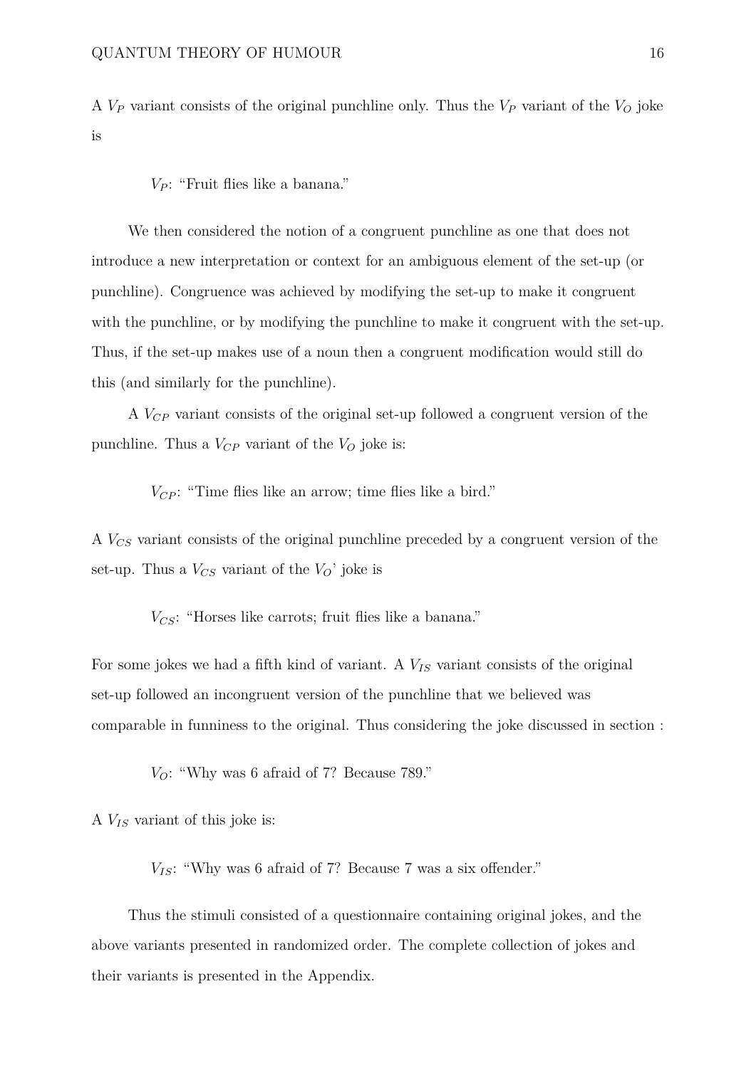A $V_P$ variant consists of the original punchline only. Thus the $V_P$ variant of the $V_O$ joke is

$V_P$: "Fruit flies like a banana."

We then considered the notion of a congruent punchline as one that does not introduce a new interpretation or context for an ambiguous element of the set-up (or punchline). Congruence was achieved by modifying the set-up to make it congruent with the punchline, or by modifying the punchline to make it congruent with the set-up. Thus, if the set-up makes use of a noun then a congruent modification would still do this (and similarly for the punchline).

A $V_{CP}$ variant consists of the original set-up followed a congruent version of the punchline. Thus a $V_{CP}$ variant of the $V_O$ joke is:

$V_{CP}$: "Time flies like an arrow; time flies like a bird."

A $V_{CS}$ variant consists of the original punchline preceded by a congruent version of the set-up. Thus a $V_{CS}$ variant of the $V_O$' joke is

$V_{CS}$: "Horses like carrots; fruit flies like a banana."

For some jokes we had a fifth kind of variant. A $V_{IS}$ variant consists of the original set-up followed an incongruent version of the punchline that we believed was comparable in funniness to the original. Thus considering the joke discussed in section :

$V_O$: "Why was 6 afraid of 7? Because 789."

A $V_{IS}$ variant of this joke is:

$V_{IS}$: "Why was 6 afraid of 7? Because 7 was a six offender."

Thus the stimuli consisted of a questionnaire containing original jokes, and the above variants presented in randomized order. The complete collection of jokes and their variants is presented in the Appendix.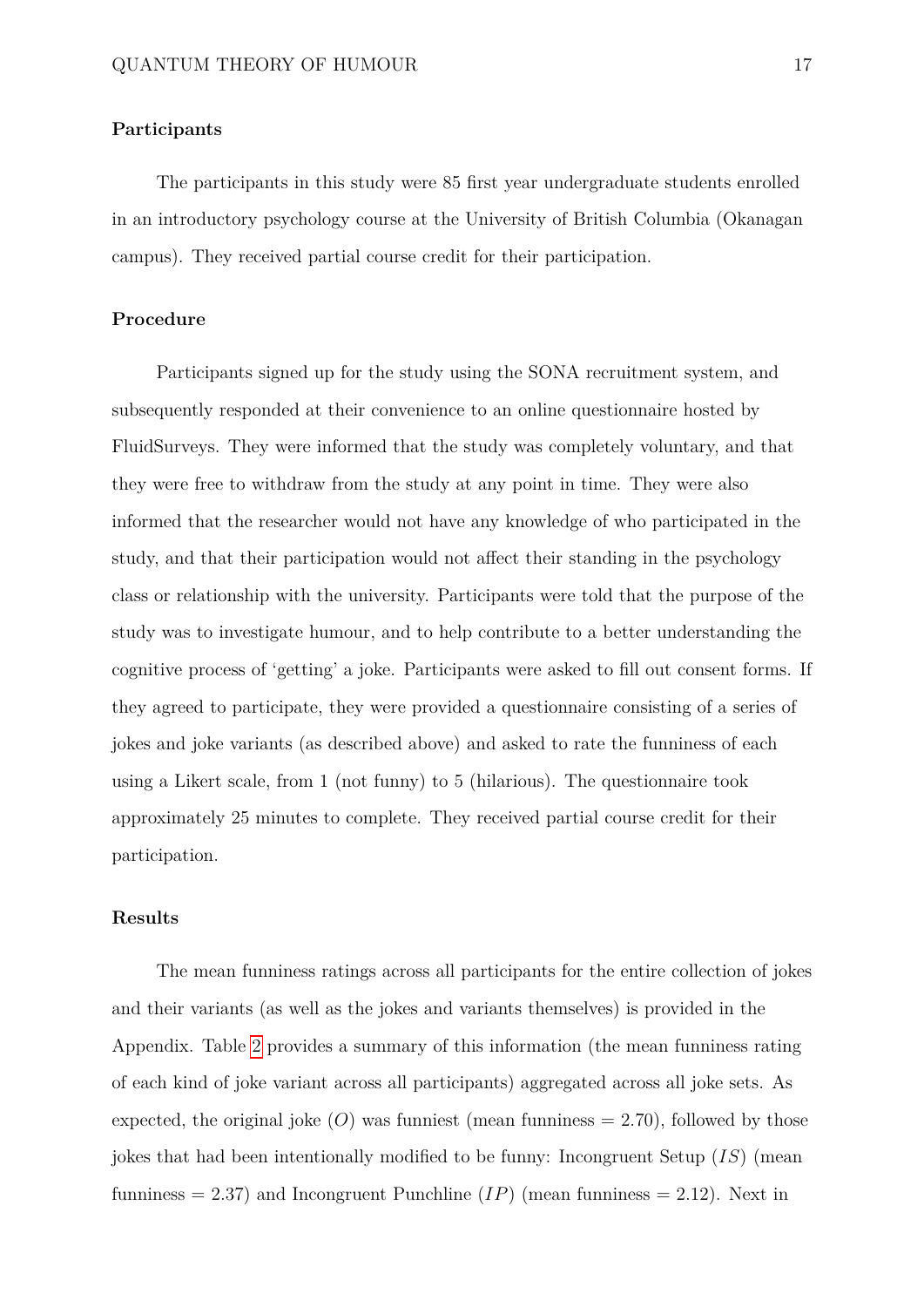### Participants

The participants in this study were 85 first year undergraduate students enrolled in an introductory psychology course at the University of British Columbia (Okanagan campus). They received partial course credit for their participation.

### Procedure

Participants signed up for the study using the SONA recruitment system, and subsequently responded at their convenience to an online questionnaire hosted by FluidSurveys. They were informed that the study was completely voluntary, and that they were free to withdraw from the study at any point in time. They were also informed that the researcher would not have any knowledge of who participated in the study, and that their participation would not affect their standing in the psychology class or relationship with the university. Participants were told that the purpose of the study was to investigate humour, and to help contribute to a better understanding the cognitive process of 'getting' a joke. Participants were asked to fill out consent forms. If they agreed to participate, they were provided a questionnaire consisting of a series of jokes and joke variants (as described above) and asked to rate the funniness of each using a Likert scale, from 1 (not funny) to 5 (hilarious). The questionnaire took approximately 25 minutes to complete. They received partial course credit for their participation.

### Results

The mean funniness ratings across all participants for the entire collection of jokes and their variants (as well as the jokes and variants themselves) is provided in the Appendix. Table 2 provides a summary of this information (the mean funniness rating of each kind of joke variant across all participants) aggregated across all joke sets. As expected, the original joke ($O$) was funniest (mean funniness = 2.70), followed by those jokes that had been intentionally modified to be funny: Incongruent Setup ($IS$) (mean funniness = 2.37) and Incongruent Punchline ($IP$) (mean funniness = 2.12). Next in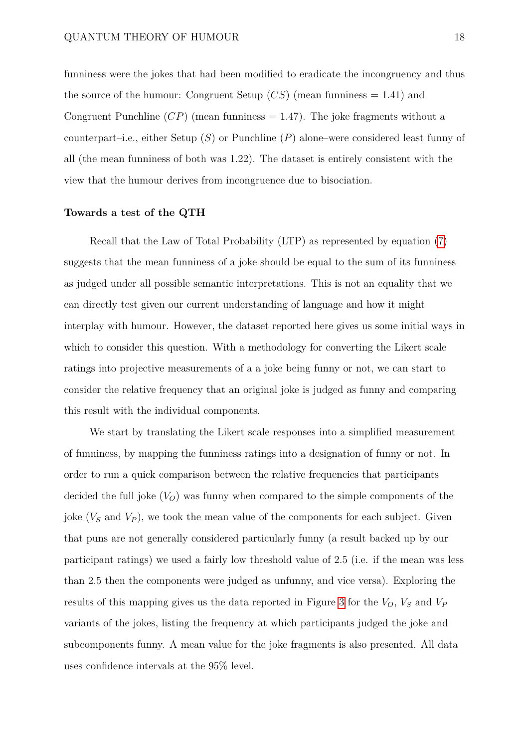funniness were the jokes that had been modified to eradicate the incongruency and thus the source of the humour: Congruent Setup ($CS$) (mean funniness = 1.41) and Congruent Punchline ($CP$) (mean funniness = 1.47). The joke fragments without a counterpart–i.e., either Setup ($S$) or Punchline ($P$) alone–were considered least funny of all (the mean funniness of both was 1.22). The dataset is entirely consistent with the view that the humour derives from incongruence due to bisociation.

**Towards a test of the QTH**

Recall that the Law of Total Probability (LTP) as represented by equation (7) suggests that the mean funniness of a joke should be equal to the sum of its funniness as judged under all possible semantic interpretations. This is not an equality that we can directly test given our current understanding of language and how it might interplay with humour. However, the dataset reported here gives us some initial ways in which to consider this question. With a methodology for converting the Likert scale ratings into projective measurements of a a joke being funny or not, we can start to consider the relative frequency that an original joke is judged as funny and comparing this result with the individual components.

We start by translating the Likert scale responses into a simplified measurement of funniness, by mapping the funniness ratings into a designation of funny or not. In order to run a quick comparison between the relative frequencies that participants decided the full joke ($V_O$) was funny when compared to the simple components of the joke ($V_S$ and $V_P$), we took the mean value of the components for each subject. Given that puns are not generally considered particularly funny (a result backed up by our participant ratings) we used a fairly low threshold value of 2.5 (i.e. if the mean was less than 2.5 then the components were judged as unfunny, and vice versa). Exploring the results of this mapping gives us the data reported in Figure 3 for the $V_O$, $V_S$ and $V_P$ variants of the jokes, listing the frequency at which participants judged the joke and subcomponents funny. A mean value for the joke fragments is also presented. All data uses confidence intervals at the 95% level.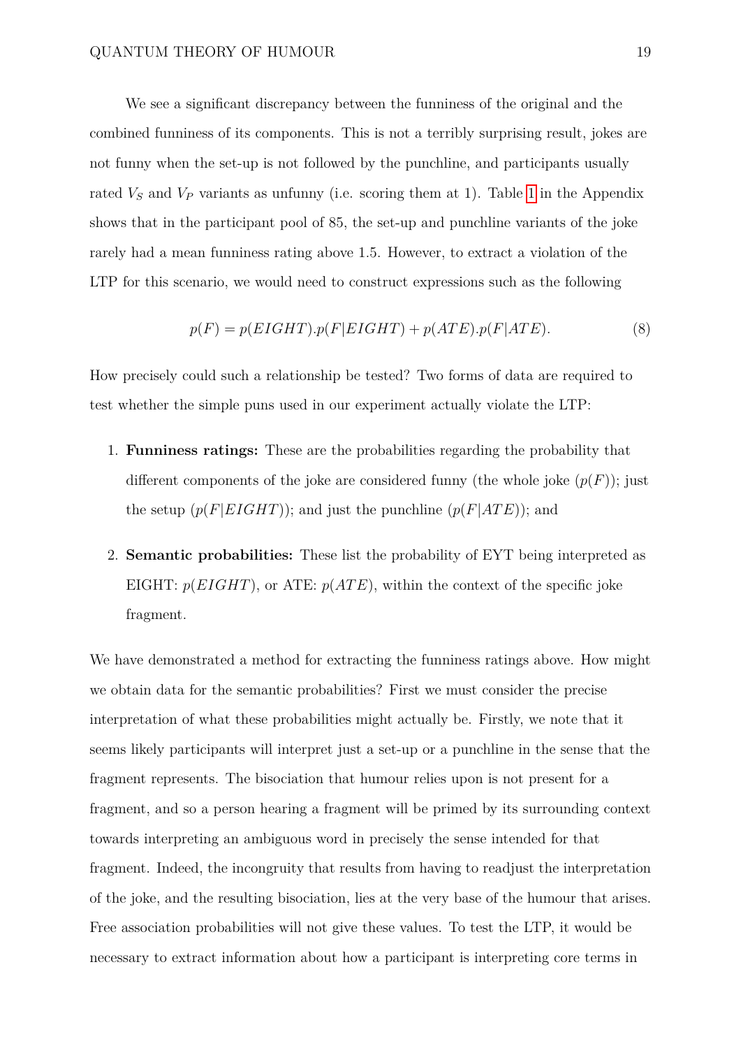We see a significant discrepancy between the funniness of the original and the combined funniness of its components. This is not a terribly surprising result, jokes are not funny when the set-up is not followed by the punchline, and participants usually rated $V_S$ and $V_P$ variants as unfunny (i.e. scoring them at 1). Table 1 in the Appendix shows that in the participant pool of 85, the set-up and punchline variants of the joke rarely had a mean funniness rating above 1.5. However, to extract a violation of the LTP for this scenario, we would need to construct expressions such as the following

$$p(F) = p(EIGHT).p(F|EIGHT) + p(ATE).p(F|ATE). \tag{8}$$

How precisely could such a relationship be tested? Two forms of data are required to test whether the simple puns used in our experiment actually violate the LTP:

1. **Funniness ratings:** These are the probabilities regarding the probability that different components of the joke are considered funny (the whole joke ($p(F)$); just the setup ($p(F|EIGHT)$); and just the punchline ($p(F|ATE)$); and
2. **Semantic probabilities:** These list the probability of EYT being interpreted as EIGHT: $p(EIGHT)$, or ATE: $p(ATE)$, within the context of the specific joke fragment.

We have demonstrated a method for extracting the funniness ratings above. How might we obtain data for the semantic probabilities? First we must consider the precise interpretation of what these probabilities might actually be. Firstly, we note that it seems likely participants will interpret just a set-up or a punchline in the sense that the fragment represents. The bisociation that humour relies upon is not present for a fragment, and so a person hearing a fragment will be primed by its surrounding context towards interpreting an ambiguous word in precisely the sense intended for that fragment. Indeed, the incongruity that results from having to readjust the interpretation of the joke, and the resulting bisociation, lies at the very base of the humour that arises. Free association probabilities will not give these values. To test the LTP, it would be necessary to extract information about how a participant is interpreting core terms in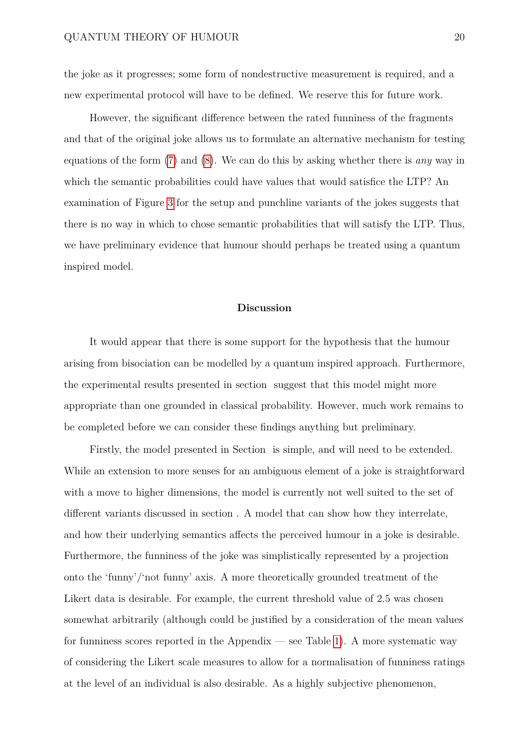the joke as it progresses; some form of nondestructive measurement is required, and a new experimental protocol will have to be defined. We reserve this for future work.

However, the significant difference between the rated funniness of the fragments and that of the original joke allows us to formulate an alternative mechanism for testing equations of the form (7) and (8). We can do this by asking whether there is *any* way in which the semantic probabilities could have values that would satisfice the LTP? An examination of Figure 3 for the setup and punchline variants of the jokes suggests that there is no way in which to chose semantic probabilities that will satisfy the LTP. Thus, we have preliminary evidence that humour should perhaps be treated using a quantum inspired model.

## Discussion

It would appear that there is some support for the hypothesis that the humour arising from bisociation can be modelled by a quantum inspired approach. Furthermore, the experimental results presented in section  suggest that this model might more appropriate than one grounded in classical probability. However, much work remains to be completed before we can consider these findings anything but preliminary.

Firstly, the model presented in Section  is simple, and will need to be extended. While an extension to more senses for an ambiguous element of a joke is straightforward with a move to higher dimensions, the model is currently not well suited to the set of different variants discussed in section . A model that can show how they interrelate, and how their underlying semantics affects the perceived humour in a joke is desirable. Furthermore, the funniness of the joke was simplistically represented by a projection onto the 'funny'/'not funny' axis. A more theoretically grounded treatment of the Likert data is desirable. For example, the current threshold value of 2.5 was chosen somewhat arbitrarily (although could be justified by a consideration of the mean values for funniness scores reported in the Appendix — see Table 1). A more systematic way of considering the Likert scale measures to allow for a normalisation of funniness ratings at the level of an individual is also desirable. As a highly subjective phenomenon,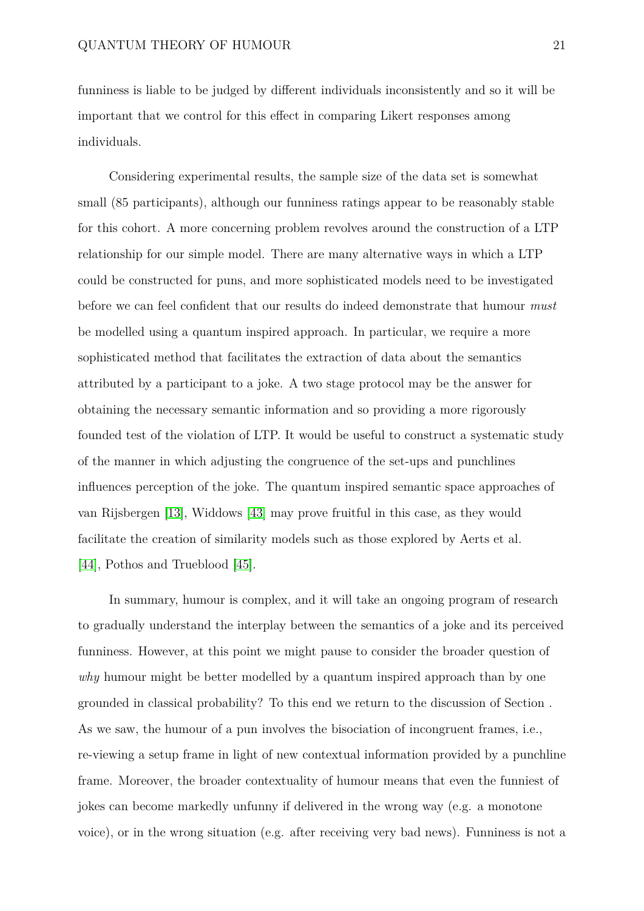funniness is liable to be judged by different individuals inconsistently and so it will be important that we control for this effect in comparing Likert responses among individuals.

Considering experimental results, the sample size of the data set is somewhat small (85 participants), although our funniness ratings appear to be reasonably stable for this cohort. A more concerning problem revolves around the construction of a LTP relationship for our simple model. There are many alternative ways in which a LTP could be constructed for puns, and more sophisticated models need to be investigated before we can feel confident that our results do indeed demonstrate that humour *must* be modelled using a quantum inspired approach. In particular, we require a more sophisticated method that facilitates the extraction of data about the semantics attributed by a participant to a joke. A two stage protocol may be the answer for obtaining the necessary semantic information and so providing a more rigorously founded test of the violation of LTP. It would be useful to construct a systematic study of the manner in which adjusting the congruence of the set-ups and punchlines influences perception of the joke. The quantum inspired semantic space approaches of van Rijsbergen [13], Widdows [43] may prove fruitful in this case, as they would facilitate the creation of similarity models such as those explored by Aerts et al. [44], Pothos and Trueblood [45].

In summary, humour is complex, and it will take an ongoing program of research to gradually understand the interplay between the semantics of a joke and its perceived funniness. However, at this point we might pause to consider the broader question of *why* humour might be better modelled by a quantum inspired approach than by one grounded in classical probability? To this end we return to the discussion of Section . As we saw, the humour of a pun involves the bisociation of incongruent frames, i.e., re-viewing a setup frame in light of new contextual information provided by a punchline frame. Moreover, the broader contextuality of humour means that even the funniest of jokes can become markedly unfunny if delivered in the wrong way (e.g. a monotone voice), or in the wrong situation (e.g. after receiving very bad news). Funniness is not a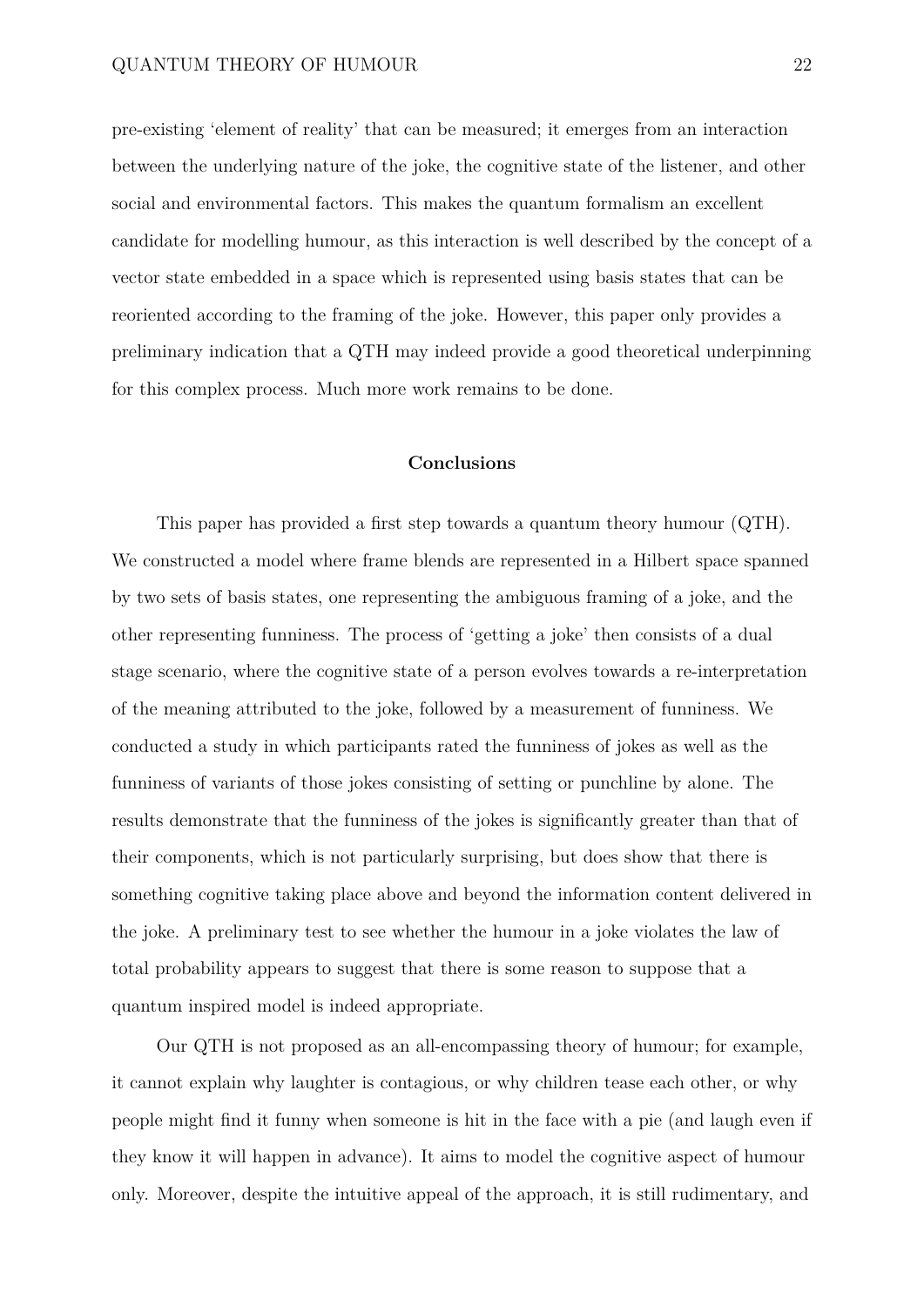pre-existing 'element of reality' that can be measured; it emerges from an interaction between the underlying nature of the joke, the cognitive state of the listener, and other social and environmental factors. This makes the quantum formalism an excellent candidate for modelling humour, as this interaction is well described by the concept of a vector state embedded in a space which is represented using basis states that can be reoriented according to the framing of the joke. However, this paper only provides a preliminary indication that a QTH may indeed provide a good theoretical underpinning for this complex process. Much more work remains to be done.

## Conclusions

This paper has provided a first step towards a quantum theory humour (QTH). We constructed a model where frame blends are represented in a Hilbert space spanned by two sets of basis states, one representing the ambiguous framing of a joke, and the other representing funniness. The process of 'getting a joke' then consists of a dual stage scenario, where the cognitive state of a person evolves towards a re-interpretation of the meaning attributed to the joke, followed by a measurement of funniness. We conducted a study in which participants rated the funniness of jokes as well as the funniness of variants of those jokes consisting of setting or punchline by alone. The results demonstrate that the funniness of the jokes is significantly greater than that of their components, which is not particularly surprising, but does show that there is something cognitive taking place above and beyond the information content delivered in the joke. A preliminary test to see whether the humour in a joke violates the law of total probability appears to suggest that there is some reason to suppose that a quantum inspired model is indeed appropriate.

Our QTH is not proposed as an all-encompassing theory of humour; for example, it cannot explain why laughter is contagious, or why children tease each other, or why people might find it funny when someone is hit in the face with a pie (and laugh even if they know it will happen in advance). It aims to model the cognitive aspect of humour only. Moreover, despite the intuitive appeal of the approach, it is still rudimentary, and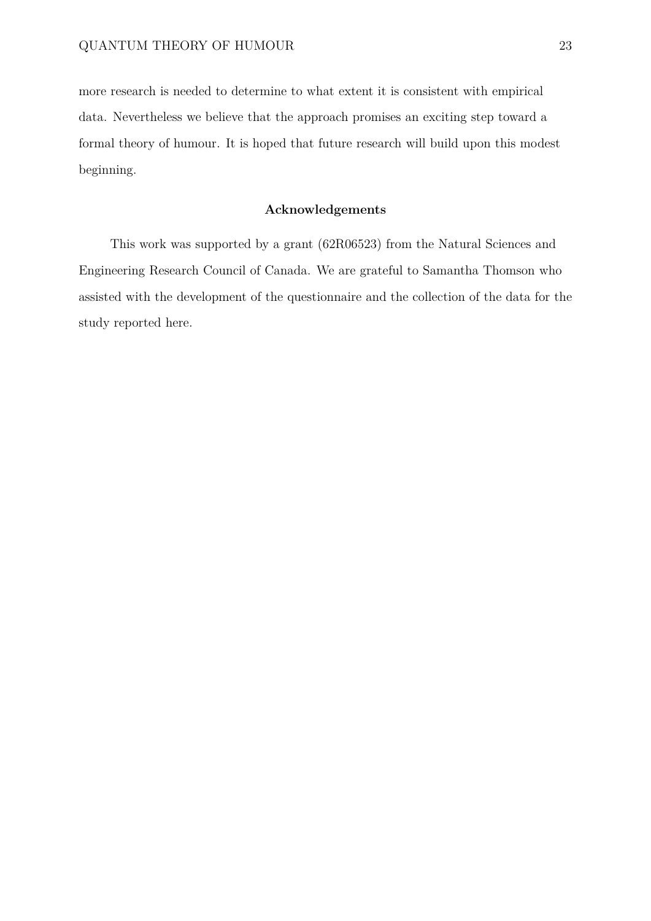more research is needed to determine to what extent it is consistent with empirical data. Nevertheless we believe that the approach promises an exciting step toward a formal theory of humour. It is hoped that future research will build upon this modest beginning.

## Acknowledgements

This work was supported by a grant (62R06523) from the Natural Sciences and Engineering Research Council of Canada. We are grateful to Samantha Thomson who assisted with the development of the questionnaire and the collection of the data for the study reported here.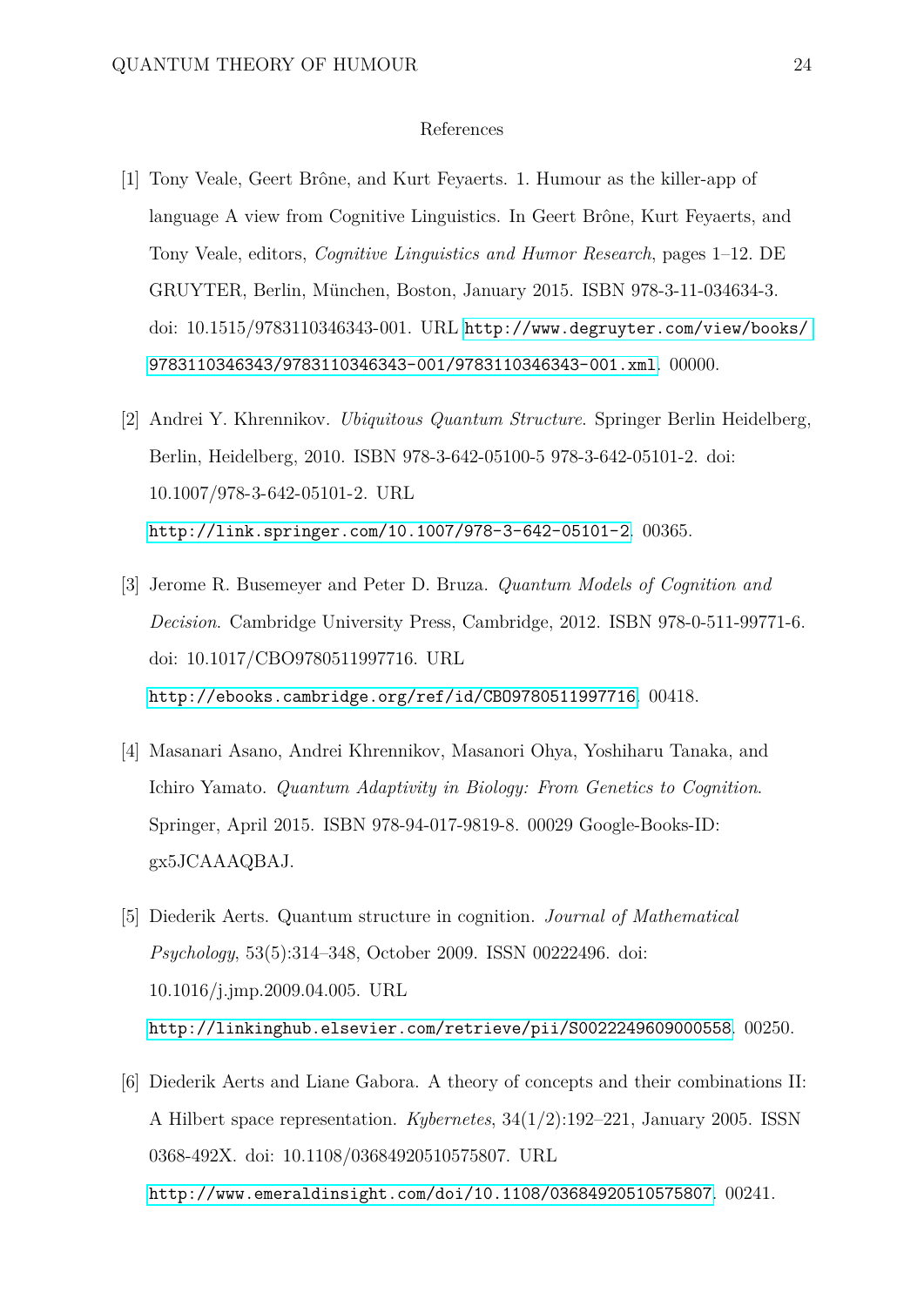## References

[1] Tony Veale, Geert Brône, and Kurt Feyaerts. 1. Humour as the killer-app of language A view from Cognitive Linguistics. In Geert Brône, Kurt Feyaerts, and Tony Veale, editors, *Cognitive Linguistics and Humor Research*, pages 1–12. DE GRUYTER, Berlin, München, Boston, January 2015. ISBN 978-3-11-034634-3. doi: 10.1515/9783110346343-001. URL http://www.degruyter.com/view/books/9783110346343/9783110346343-001/9783110346343-001.xml. 00000.

[2] Andrei Y. Khrennikov. *Ubiquitous Quantum Structure*. Springer Berlin Heidelberg, Berlin, Heidelberg, 2010. ISBN 978-3-642-05100-5 978-3-642-05101-2. doi: 10.1007/978-3-642-05101-2. URL http://link.springer.com/10.1007/978-3-642-05101-2. 00365.

[3] Jerome R. Busemeyer and Peter D. Bruza. *Quantum Models of Cognition and Decision*. Cambridge University Press, Cambridge, 2012. ISBN 978-0-511-99771-6. doi: 10.1017/CBO9780511997716. URL http://ebooks.cambridge.org/ref/id/CBO9780511997716. 00418.

[4] Masanari Asano, Andrei Khrennikov, Masanori Ohya, Yoshiharu Tanaka, and Ichiro Yamato. *Quantum Adaptivity in Biology: From Genetics to Cognition*. Springer, April 2015. ISBN 978-94-017-9819-8. 00029 Google-Books-ID: gx5JCAAAQBAJ.

[5] Diederik Aerts. Quantum structure in cognition. *Journal of Mathematical Psychology*, 53(5):314–348, October 2009. ISSN 00222496. doi: 10.1016/j.jmp.2009.04.005. URL http://linkinghub.elsevier.com/retrieve/pii/S0022249609000558. 00250.

[6] Diederik Aerts and Liane Gabora. A theory of concepts and their combinations II: A Hilbert space representation. *Kybernetes*, 34(1/2):192–221, January 2005. ISSN 0368-492X. doi: 10.1108/03684920510575807. URL http://www.emeraldinsight.com/doi/10.1108/03684920510575807. 00241.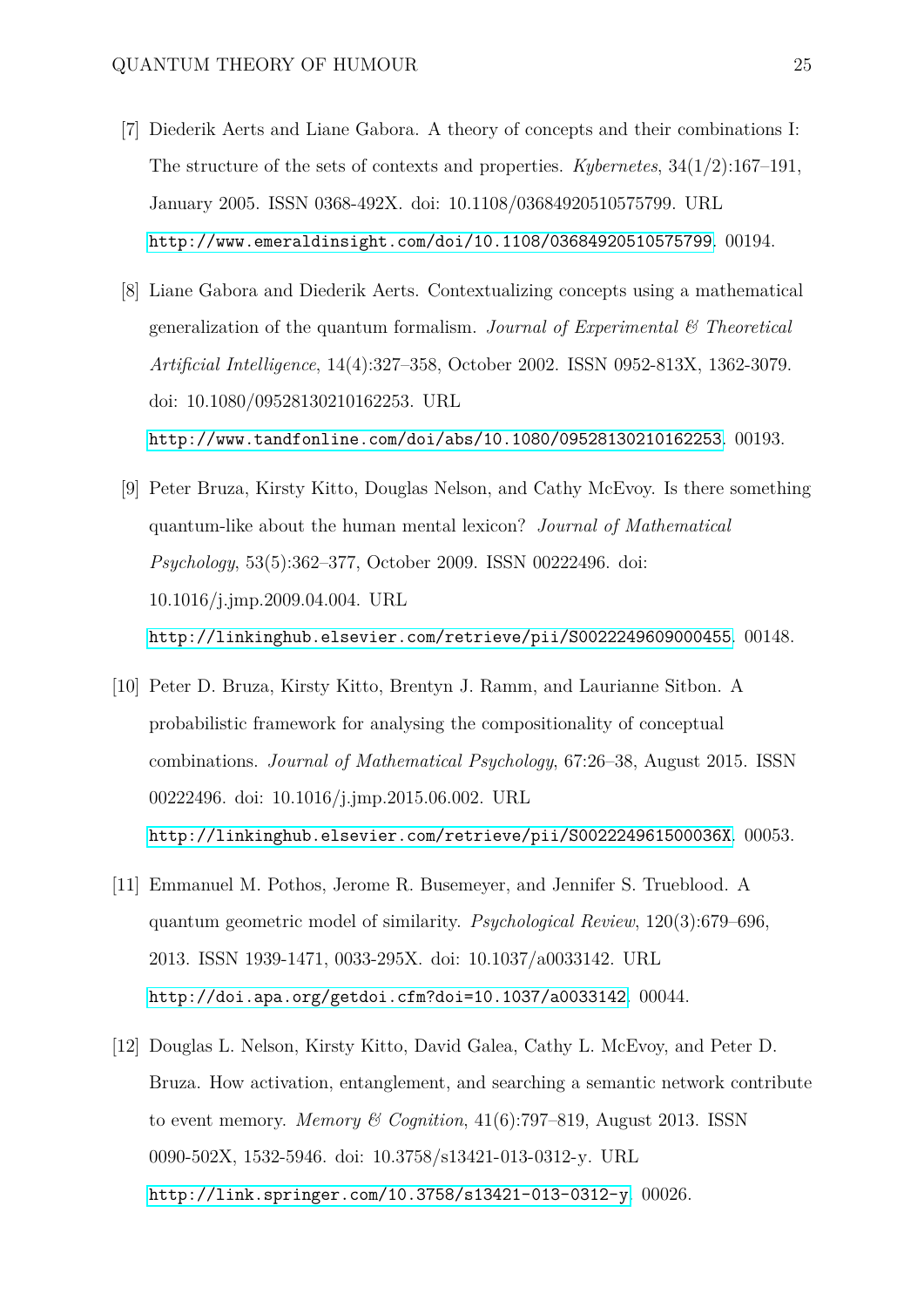[7] Diederik Aerts and Liane Gabora. A theory of concepts and their combinations I: The structure of the sets of contexts and properties. *Kybernetes*, 34(1/2):167–191, January 2005. ISSN 0368-492X. doi: 10.1108/03684920510575799. URL http://www.emeraldinsight.com/doi/10.1108/03684920510575799. 00194.

[8] Liane Gabora and Diederik Aerts. Contextualizing concepts using a mathematical generalization of the quantum formalism. *Journal of Experimental & Theoretical Artificial Intelligence*, 14(4):327–358, October 2002. ISSN 0952-813X, 1362-3079. doi: 10.1080/09528130210162253. URL http://www.tandfonline.com/doi/abs/10.1080/09528130210162253. 00193.

[9] Peter Bruza, Kirsty Kitto, Douglas Nelson, and Cathy McEvoy. Is there something quantum-like about the human mental lexicon? *Journal of Mathematical Psychology*, 53(5):362–377, October 2009. ISSN 00222496. doi: 10.1016/j.jmp.2009.04.004. URL http://linkinghub.elsevier.com/retrieve/pii/S0022249609000455. 00148.

[10] Peter D. Bruza, Kirsty Kitto, Brentyn J. Ramm, and Laurianne Sitbon. A probabilistic framework for analysing the compositionality of conceptual combinations. *Journal of Mathematical Psychology*, 67:26–38, August 2015. ISSN 00222496. doi: 10.1016/j.jmp.2015.06.002. URL http://linkinghub.elsevier.com/retrieve/pii/S002224961500036X. 00053.

[11] Emmanuel M. Pothos, Jerome R. Busemeyer, and Jennifer S. Trueblood. A quantum geometric model of similarity. *Psychological Review*, 120(3):679–696, 2013. ISSN 1939-1471, 0033-295X. doi: 10.1037/a0033142. URL http://doi.apa.org/getdoi.cfm?doi=10.1037/a0033142. 00044.

[12] Douglas L. Nelson, Kirsty Kitto, David Galea, Cathy L. McEvoy, and Peter D. Bruza. How activation, entanglement, and searching a semantic network contribute to event memory. *Memory & Cognition*, 41(6):797–819, August 2013. ISSN 0090-502X, 1532-5946. doi: 10.3758/s13421-013-0312-y. URL http://link.springer.com/10.3758/s13421-013-0312-y. 00026.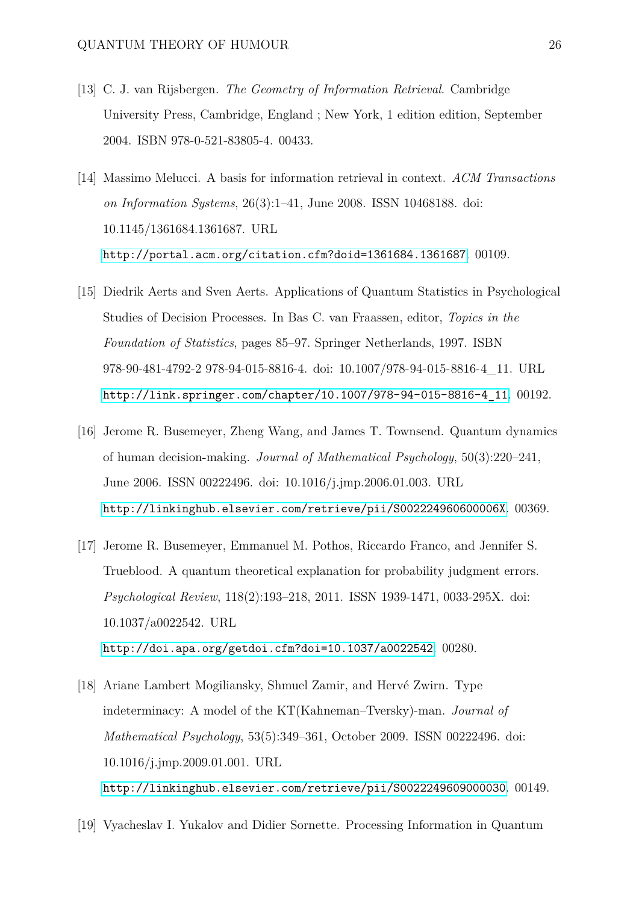[13] C. J. van Rijsbergen. *The Geometry of Information Retrieval*. Cambridge University Press, Cambridge, England ; New York, 1 edition edition, September 2004. ISBN 978-0-521-83805-4. 00433.

[14] Massimo Melucci. A basis for information retrieval in context. *ACM Transactions on Information Systems*, 26(3):1–41, June 2008. ISSN 10468188. doi: 10.1145/1361684.1361687. URL http://portal.acm.org/citation.cfm?doid=1361684.1361687. 00109.

[15] Diedrik Aerts and Sven Aerts. Applications of Quantum Statistics in Psychological Studies of Decision Processes. In Bas C. van Fraassen, editor, *Topics in the Foundation of Statistics*, pages 85–97. Springer Netherlands, 1997. ISBN 978-90-481-4792-2 978-94-015-8816-4. doi: 10.1007/978-94-015-8816-4_11. URL http://link.springer.com/chapter/10.1007/978-94-015-8816-4_11. 00192.

[16] Jerome R. Busemeyer, Zheng Wang, and James T. Townsend. Quantum dynamics of human decision-making. *Journal of Mathematical Psychology*, 50(3):220–241, June 2006. ISSN 00222496. doi: 10.1016/j.jmp.2006.01.003. URL http://linkinghub.elsevier.com/retrieve/pii/S002224960600006X. 00369.

[17] Jerome R. Busemeyer, Emmanuel M. Pothos, Riccardo Franco, and Jennifer S. Trueblood. A quantum theoretical explanation for probability judgment errors. *Psychological Review*, 118(2):193–218, 2011. ISSN 1939-1471, 0033-295X. doi: 10.1037/a0022542. URL http://doi.apa.org/getdoi.cfm?doi=10.1037/a0022542. 00280.

[18] Ariane Lambert Mogiliansky, Shmuel Zamir, and Hervé Zwirn. Type indeterminacy: A model of the KT(Kahneman–Tversky)-man. *Journal of Mathematical Psychology*, 53(5):349–361, October 2009. ISSN 00222496. doi: 10.1016/j.jmp.2009.01.001. URL http://linkinghub.elsevier.com/retrieve/pii/S0022249609000030. 00149.

[19] Vyacheslav I. Yukalov and Didier Sornette. Processing Information in Quantum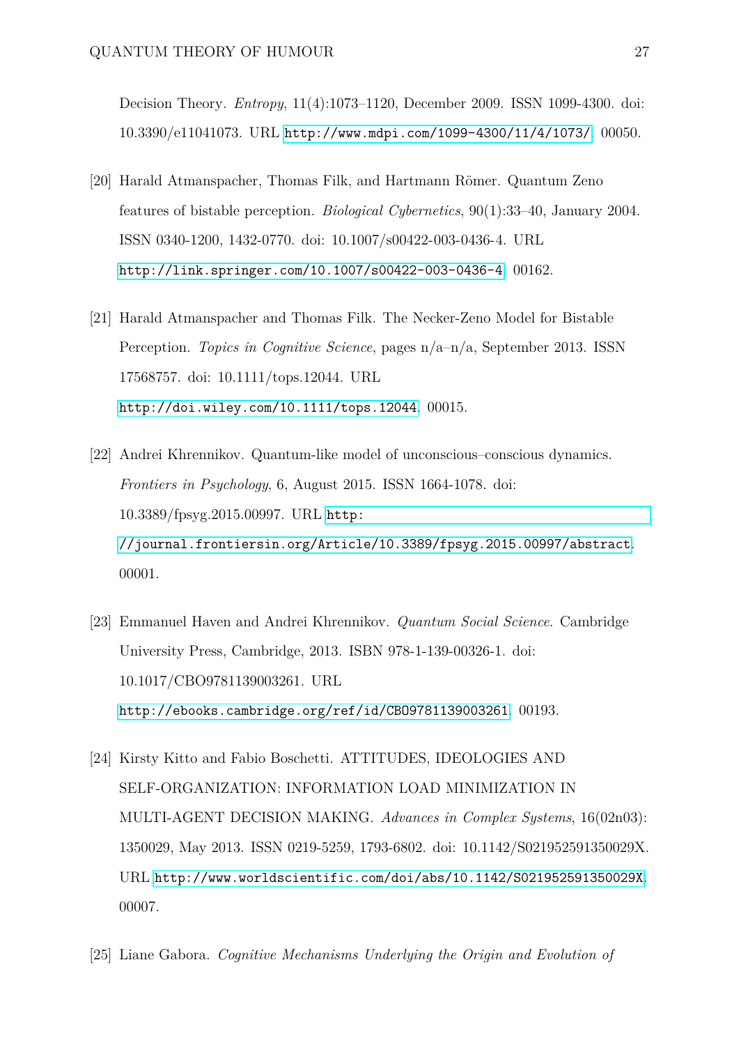Decision Theory. *Entropy*, 11(4):1073–1120, December 2009. ISSN 1099-4300. doi: 10.3390/e11041073. URL http://www.mdpi.com/1099-4300/11/4/1073/. 00050.

[20] Harald Atmanspacher, Thomas Filk, and Hartmann Römer. Quantum Zeno features of bistable perception. *Biological Cybernetics*, 90(1):33–40, January 2004. ISSN 0340-1200, 1432-0770. doi: 10.1007/s00422-003-0436-4. URL http://link.springer.com/10.1007/s00422-003-0436-4. 00162.

[21] Harald Atmanspacher and Thomas Filk. The Necker-Zeno Model for Bistable Perception. *Topics in Cognitive Science*, pages n/a–n/a, September 2013. ISSN 17568757. doi: 10.1111/tops.12044. URL http://doi.wiley.com/10.1111/tops.12044. 00015.

[22] Andrei Khrennikov. Quantum-like model of unconscious–conscious dynamics. *Frontiers in Psychology*, 6, August 2015. ISSN 1664-1078. doi: 10.3389/fpsyg.2015.00997. URL http://journal.frontiersin.org/Article/10.3389/fpsyg.2015.00997/abstract. 00001.

[23] Emmanuel Haven and Andrei Khrennikov. *Quantum Social Science*. Cambridge University Press, Cambridge, 2013. ISBN 978-1-139-00326-1. doi: 10.1017/CBO9781139003261. URL http://ebooks.cambridge.org/ref/id/CBO9781139003261. 00193.

[24] Kirsty Kitto and Fabio Boschetti. ATTITUDES, IDEOLOGIES AND SELF-ORGANIZATION: INFORMATION LOAD MINIMIZATION IN MULTI-AGENT DECISION MAKING. *Advances in Complex Systems*, 16(02n03): 1350029, May 2013. ISSN 0219-5259, 1793-6802. doi: 10.1142/S021952591350029X. URL http://www.worldscientific.com/doi/abs/10.1142/S021952591350029X. 00007.

[25] Liane Gabora. *Cognitive Mechanisms Underlying the Origin and Evolution of*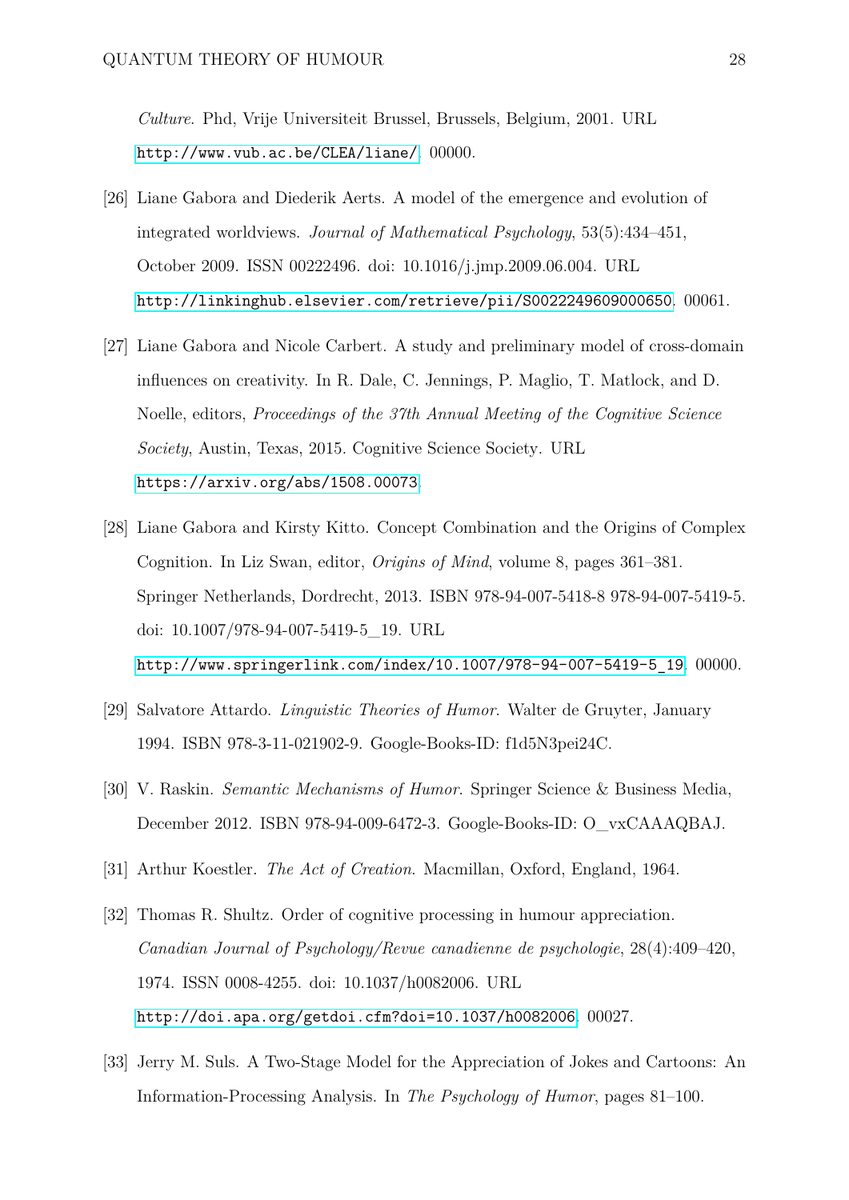*Culture*. Phd, Vrije Universiteit Brussel, Brussels, Belgium, 2001. URL http://www.vub.ac.be/CLEA/liane/. 00000.

[26] Liane Gabora and Diederik Aerts. A model of the emergence and evolution of integrated worldviews. *Journal of Mathematical Psychology*, 53(5):434–451, October 2009. ISSN 00222496. doi: 10.1016/j.jmp.2009.06.004. URL http://linkinghub.elsevier.com/retrieve/pii/S0022249609000650. 00061.

[27] Liane Gabora and Nicole Carbert. A study and preliminary model of cross-domain influences on creativity. In R. Dale, C. Jennings, P. Maglio, T. Matlock, and D. Noelle, editors, *Proceedings of the 37th Annual Meeting of the Cognitive Science Society*, Austin, Texas, 2015. Cognitive Science Society. URL https://arxiv.org/abs/1508.00073.

[28] Liane Gabora and Kirsty Kitto. Concept Combination and the Origins of Complex Cognition. In Liz Swan, editor, *Origins of Mind*, volume 8, pages 361–381. Springer Netherlands, Dordrecht, 2013. ISBN 978-94-007-5418-8 978-94-007-5419-5. doi: 10.1007/978-94-007-5419-5_19. URL http://www.springerlink.com/index/10.1007/978-94-007-5419-5_19. 00000.

[29] Salvatore Attardo. *Linguistic Theories of Humor*. Walter de Gruyter, January 1994. ISBN 978-3-11-021902-9. Google-Books-ID: f1d5N3pei24C.

[30] V. Raskin. *Semantic Mechanisms of Humor*. Springer Science & Business Media, December 2012. ISBN 978-94-009-6472-3. Google-Books-ID: O_vxCAAAQBAJ.

[31] Arthur Koestler. *The Act of Creation*. Macmillan, Oxford, England, 1964.

[32] Thomas R. Shultz. Order of cognitive processing in humour appreciation. *Canadian Journal of Psychology/Revue canadienne de psychologie*, 28(4):409–420, 1974. ISSN 0008-4255. doi: 10.1037/h0082006. URL http://doi.apa.org/getdoi.cfm?doi=10.1037/h0082006. 00027.

[33] Jerry M. Suls. A Two-Stage Model for the Appreciation of Jokes and Cartoons: An Information-Processing Analysis. In *The Psychology of Humor*, pages 81–100.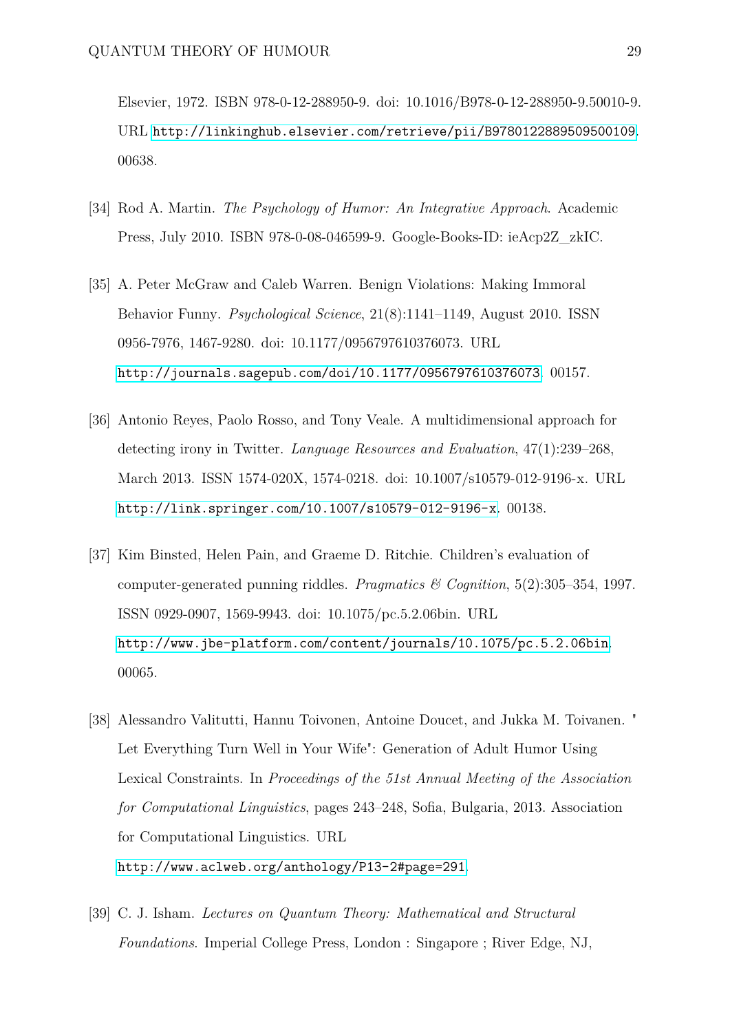Elsevier, 1972. ISBN 978-0-12-288950-9. doi: 10.1016/B978-0-12-288950-9.50010-9. URL http://linkinghub.elsevier.com/retrieve/pii/B9780122889509500109. 00638.

[34] Rod A. Martin. *The Psychology of Humor: An Integrative Approach*. Academic Press, July 2010. ISBN 978-0-08-046599-9. Google-Books-ID: ieAcp2Z_zkIC.

[35] A. Peter McGraw and Caleb Warren. Benign Violations: Making Immoral Behavior Funny. *Psychological Science*, 21(8):1141–1149, August 2010. ISSN 0956-7976, 1467-9280. doi: 10.1177/0956797610376073. URL http://journals.sagepub.com/doi/10.1177/0956797610376073. 00157.

[36] Antonio Reyes, Paolo Rosso, and Tony Veale. A multidimensional approach for detecting irony in Twitter. *Language Resources and Evaluation*, 47(1):239–268, March 2013. ISSN 1574-020X, 1574-0218. doi: 10.1007/s10579-012-9196-x. URL http://link.springer.com/10.1007/s10579-012-9196-x. 00138.

[37] Kim Binsted, Helen Pain, and Graeme D. Ritchie. Children's evaluation of computer-generated punning riddles. *Pragmatics & Cognition*, 5(2):305–354, 1997. ISSN 0929-0907, 1569-9943. doi: 10.1075/pc.5.2.06bin. URL http://www.jbe-platform.com/content/journals/10.1075/pc.5.2.06bin. 00065.

[38] Alessandro Valitutti, Hannu Toivonen, Antoine Doucet, and Jukka M. Toivanen. " Let Everything Turn Well in Your Wife": Generation of Adult Humor Using Lexical Constraints. In *Proceedings of the 51st Annual Meeting of the Association for Computational Linguistics*, pages 243–248, Sofia, Bulgaria, 2013. Association for Computational Linguistics. URL http://www.aclweb.org/anthology/P13-2#page=291.

[39] C. J. Isham. *Lectures on Quantum Theory: Mathematical and Structural Foundations*. Imperial College Press, London : Singapore ; River Edge, NJ,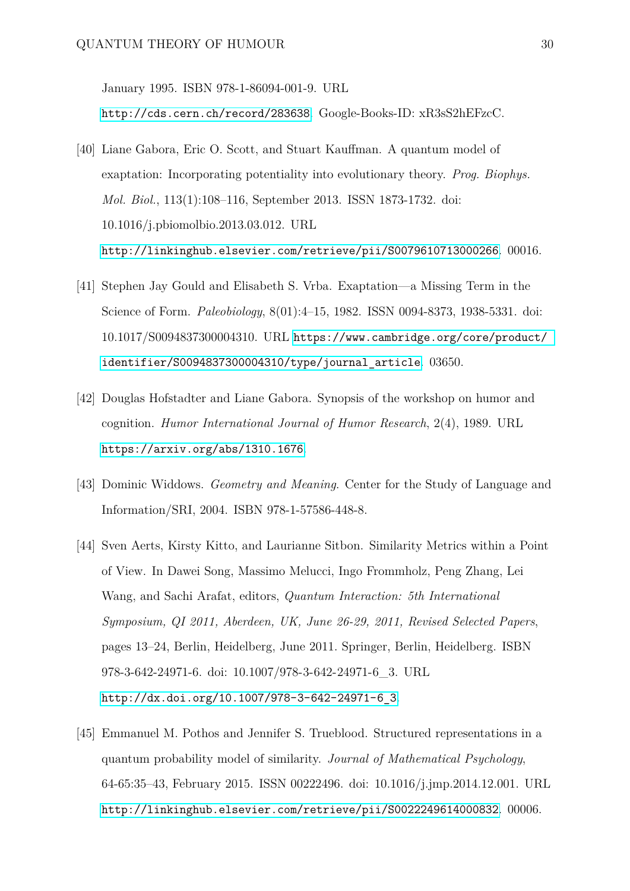January 1995. ISBN 978-1-86094-001-9. URL http://cds.cern.ch/record/283638. Google-Books-ID: xR3sS2hEFzcC.

[40] Liane Gabora, Eric O. Scott, and Stuart Kauffman. A quantum model of exaptation: Incorporating potentiality into evolutionary theory. *Prog. Biophys. Mol. Biol.*, 113(1):108–116, September 2013. ISSN 1873-1732. doi: 10.1016/j.pbiomolbio.2013.03.012. URL http://linkinghub.elsevier.com/retrieve/pii/S0079610713000266. 00016.

[41] Stephen Jay Gould and Elisabeth S. Vrba. Exaptation—a Missing Term in the Science of Form. *Paleobiology*, 8(01):4–15, 1982. ISSN 0094-8373, 1938-5331. doi: 10.1017/S0094837300004310. URL https://www.cambridge.org/core/product/identifier/S0094837300004310/type/journal_article. 03650.

[42] Douglas Hofstadter and Liane Gabora. Synopsis of the workshop on humor and cognition. *Humor International Journal of Humor Research*, 2(4), 1989. URL https://arxiv.org/abs/1310.1676.

[43] Dominic Widdows. *Geometry and Meaning*. Center for the Study of Language and Information/SRI, 2004. ISBN 978-1-57586-448-8.

[44] Sven Aerts, Kirsty Kitto, and Laurianne Sitbon. Similarity Metrics within a Point of View. In Dawei Song, Massimo Melucci, Ingo Frommholz, Peng Zhang, Lei Wang, and Sachi Arafat, editors, *Quantum Interaction: 5th International Symposium, QI 2011, Aberdeen, UK, June 26-29, 2011, Revised Selected Papers*, pages 13–24, Berlin, Heidelberg, June 2011. Springer, Berlin, Heidelberg. ISBN 978-3-642-24971-6. doi: 10.1007/978-3-642-24971-6_3. URL http://dx.doi.org/10.1007/978-3-642-24971-6_3.

[45] Emmanuel M. Pothos and Jennifer S. Trueblood. Structured representations in a quantum probability model of similarity. *Journal of Mathematical Psychology*, 64-65:35–43, February 2015. ISSN 00222496. doi: 10.1016/j.jmp.2014.12.001. URL http://linkinghub.elsevier.com/retrieve/pii/S0022249614000832. 00006.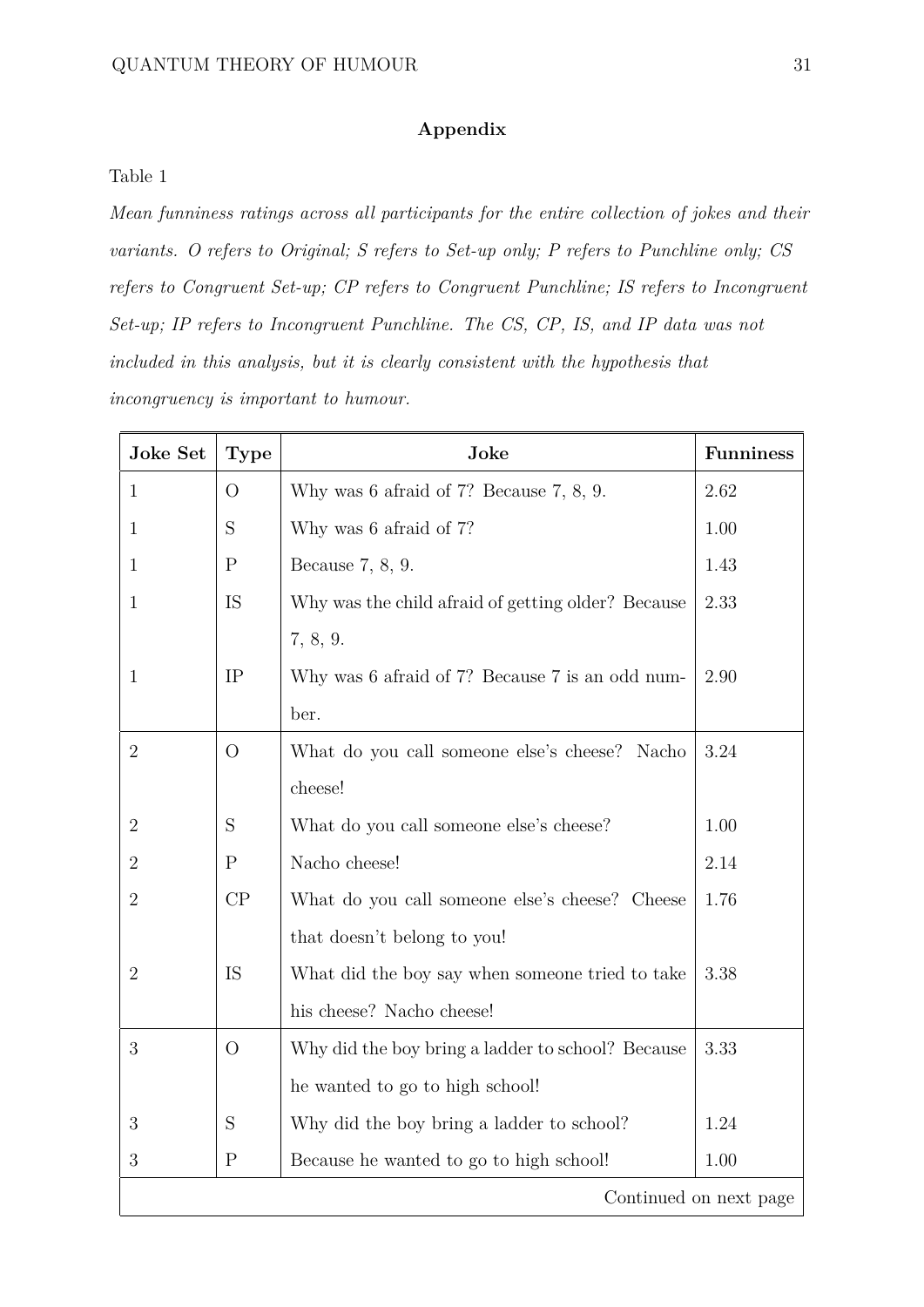## Appendix

Table 1

*Mean funniness ratings across all participants for the entire collection of jokes and their variants. O refers to Original; S refers to Set-up only; P refers to Punchline only; CS refers to Congruent Set-up; CP refers to Congruent Punchline; IS refers to Incongruent Set-up; IP refers to Incongruent Punchline. The CS, CP, IS, and IP data was not included in this analysis, but it is clearly consistent with the hypothesis that incongruency is important to humour.*

| Joke Set | Type | Joke | Funniness |
|---|---|---|---|
| 1 | O | Why was 6 afraid of 7? Because 7, 8, 9. | 2.62 |
| 1 | S | Why was 6 afraid of 7? | 1.00 |
| 1 | P | Because 7, 8, 9. | 1.43 |
| 1 | IS | Why was the child afraid of getting older? Because 7, 8, 9. | 2.33 |
| 1 | IP | Why was 6 afraid of 7? Because 7 is an odd number. | 2.90 |
| 2 | O | What do you call someone else's cheese? Nacho cheese! | 3.24 |
| 2 | S | What do you call someone else's cheese? | 1.00 |
| 2 | P | Nacho cheese! | 2.14 |
| 2 | CP | What do you call someone else's cheese? Cheese that doesn't belong to you! | 1.76 |
| 2 | IS | What did the boy say when someone tried to take his cheese? Nacho cheese! | 3.38 |
| 3 | O | Why did the boy bring a ladder to school? Because he wanted to go to high school! | 3.33 |
| 3 | S | Why did the boy bring a ladder to school? | 1.24 |
| 3 | P | Because he wanted to go to high school! | 1.00 |
| | | Continued on next page | |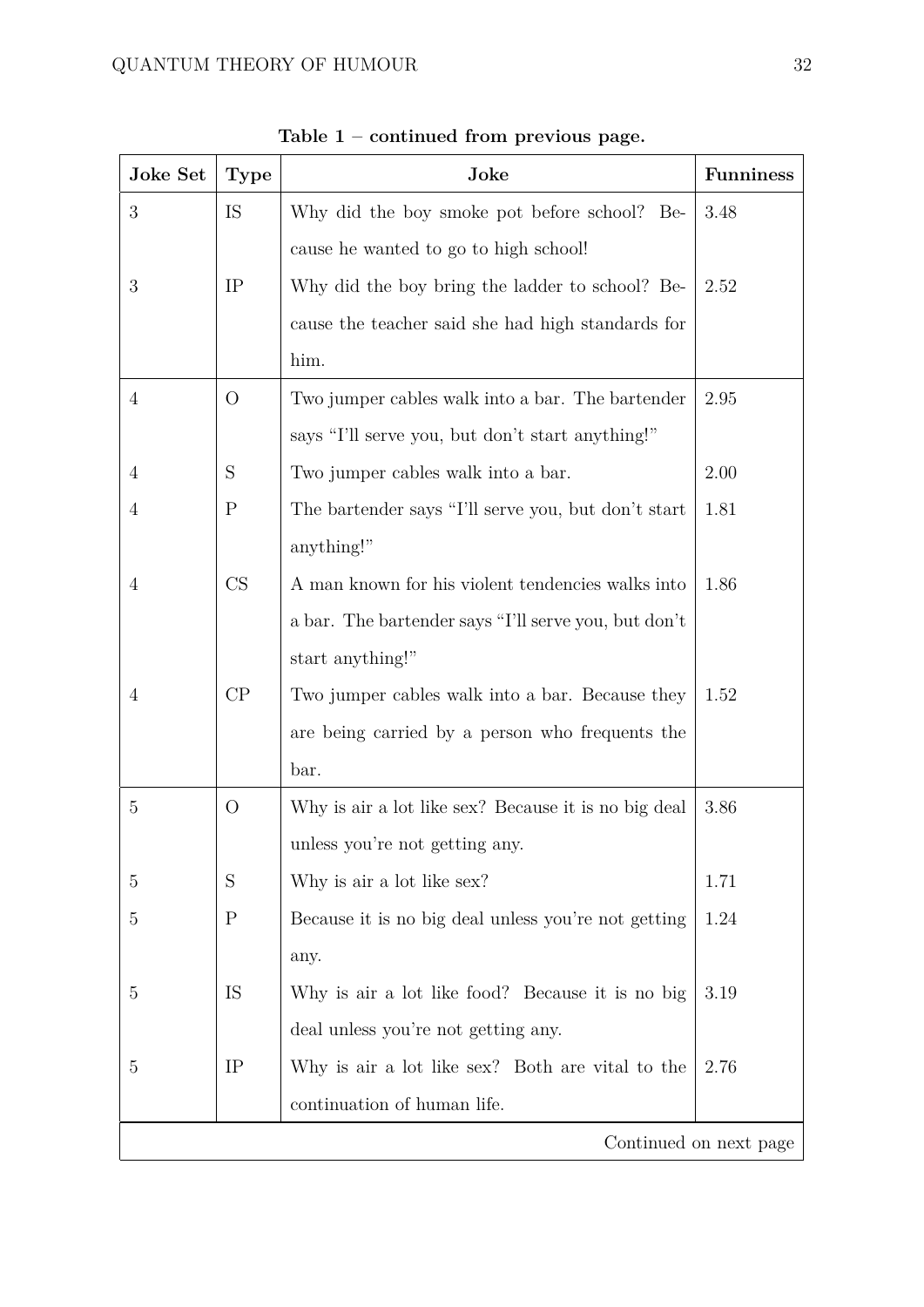**Table 1 – continued from previous page.**

| Joke Set | Type | Joke | Funniness |
|---|---|---|---|
| 3 | IS | Why did the boy smoke pot before school? Because he wanted to go to high school! | 3.48 |
| 3 | IP | Why did the boy bring the ladder to school? Because the teacher said she had high standards for him. | 2.52 |
| 4 | O | Two jumper cables walk into a bar. The bartender says "I'll serve you, but don't start anything!" | 2.95 |
| 4 | S | Two jumper cables walk into a bar. | 2.00 |
| 4 | P | The bartender says "I'll serve you, but don't start anything!" | 1.81 |
| 4 | CS | A man known for his violent tendencies walks into a bar. The bartender says "I'll serve you, but don't start anything!" | 1.86 |
| 4 | CP | Two jumper cables walk into a bar. Because they are being carried by a person who frequents the bar. | 1.52 |
| 5 | O | Why is air a lot like sex? Because it is no big deal unless you're not getting any. | 3.86 |
| 5 | S | Why is air a lot like sex? | 1.71 |
| 5 | P | Because it is no big deal unless you're not getting any. | 1.24 |
| 5 | IS | Why is air a lot like food? Because it is no big deal unless you're not getting any. | 3.19 |
| 5 | IP | Why is air a lot like sex? Both are vital to the continuation of human life. | 2.76 |

Continued on next page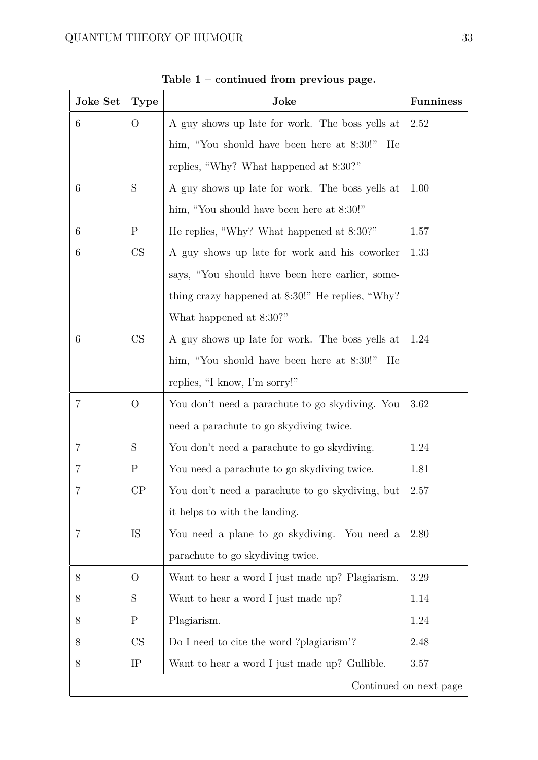**Table 1 – continued from previous page.**

| Joke Set | Type | Joke | Funniness |
|---|---|---|---|
| 6 | O | A guy shows up late for work. The boss yells at him, "You should have been here at 8:30!" He replies, "Why? What happened at 8:30?" | 2.52 |
| 6 | S | A guy shows up late for work. The boss yells at him, "You should have been here at 8:30!" | 1.00 |
| 6 | P | He replies, "Why? What happened at 8:30?" | 1.57 |
| 6 | CS | A guy shows up late for work and his coworker says, "You should have been here earlier, something crazy happened at 8:30!" He replies, "Why? What happened at 8:30?" | 1.33 |
| 6 | CS | A guy shows up late for work. The boss yells at him, "You should have been here at 8:30!" He replies, "I know, I'm sorry!" | 1.24 |
| 7 | O | You don't need a parachute to go skydiving. You need a parachute to go skydiving twice. | 3.62 |
| 7 | S | You don't need a parachute to go skydiving. | 1.24 |
| 7 | P | You need a parachute to go skydiving twice. | 1.81 |
| 7 | CP | You don't need a parachute to go skydiving, but it helps to with the landing. | 2.57 |
| 7 | IS | You need a plane to go skydiving. You need a parachute to go skydiving twice. | 2.80 |
| 8 | O | Want to hear a word I just made up? Plagiarism. | 3.29 |
| 8 | S | Want to hear a word I just made up? | 1.14 |
| 8 | P | Plagiarism. | 1.24 |
| 8 | CS | Do I need to cite the word ?plagiarism'? | 2.48 |
| 8 | IP | Want to hear a word I just made up? Gullible. | 3.57 |

Continued on next page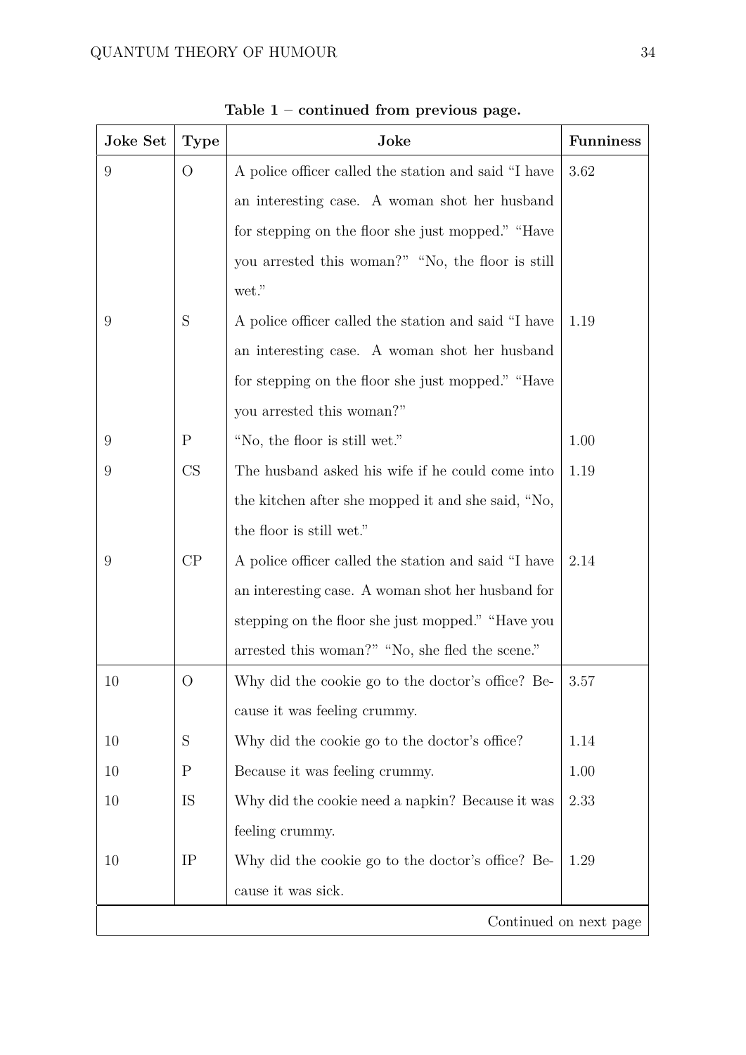**Table 1 – continued from previous page.**

| Joke Set | Type | Joke | Funniness |
|---|---|---|---|
| 9 | O | A police officer called the station and said "I have an interesting case. A woman shot her husband for stepping on the floor she just mopped." "Have you arrested this woman?" "No, the floor is still wet." | 3.62 |
| 9 | S | A police officer called the station and said "I have an interesting case. A woman shot her husband for stepping on the floor she just mopped." "Have you arrested this woman?" | 1.19 |
| 9 | P | "No, the floor is still wet." | 1.00 |
| 9 | CS | The husband asked his wife if he could come into the kitchen after she mopped it and she said, "No, the floor is still wet." | 1.19 |
| 9 | CP | A police officer called the station and said "I have an interesting case. A woman shot her husband for stepping on the floor she just mopped." "Have you arrested this woman?" "No, she fled the scene." | 2.14 |
| 10 | O | Why did the cookie go to the doctor's office? Because it was feeling crummy. | 3.57 |
| 10 | S | Why did the cookie go to the doctor's office? | 1.14 |
| 10 | P | Because it was feeling crummy. | 1.00 |
| 10 | IS | Why did the cookie need a napkin? Because it was feeling crummy. | 2.33 |
| 10 | IP | Why did the cookie go to the doctor's office? Because it was sick. | 1.29 |

Continued on next page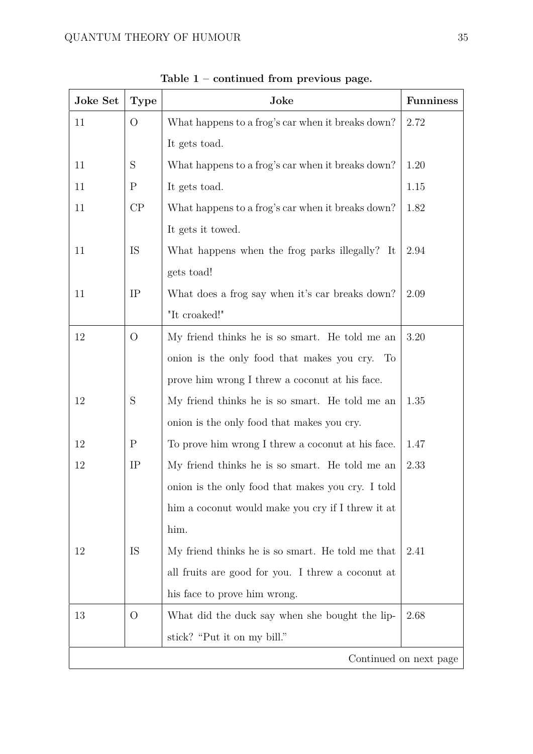**Table 1 – continued from previous page.**

| Joke Set | Type | Joke | Funniness |
|---|---|---|---|
| 11 | O | What happens to a frog's car when it breaks down? It gets toad. | 2.72 |
| 11 | S | What happens to a frog's car when it breaks down? | 1.20 |
| 11 | P | It gets toad. | 1.15 |
| 11 | CP | What happens to a frog's car when it breaks down? It gets it towed. | 1.82 |
| 11 | IS | What happens when the frog parks illegally? It gets toad! | 2.94 |
| 11 | IP | What does a frog say when it's car breaks down? "It croaked!" | 2.09 |
| 12 | O | My friend thinks he is so smart. He told me an onion is the only food that makes you cry. To prove him wrong I threw a coconut at his face. | 3.20 |
| 12 | S | My friend thinks he is so smart. He told me an onion is the only food that makes you cry. | 1.35 |
| 12 | P | To prove him wrong I threw a coconut at his face. | 1.47 |
| 12 | IP | My friend thinks he is so smart. He told me an onion is the only food that makes you cry. I told him a coconut would make you cry if I threw it at him. | 2.33 |
| 12 | IS | My friend thinks he is so smart. He told me that all fruits are good for you. I threw a coconut at his face to prove him wrong. | 2.41 |
| 13 | O | What did the duck say when she bought the lipstick? "Put it on my bill." | 2.68 |

Continued on next page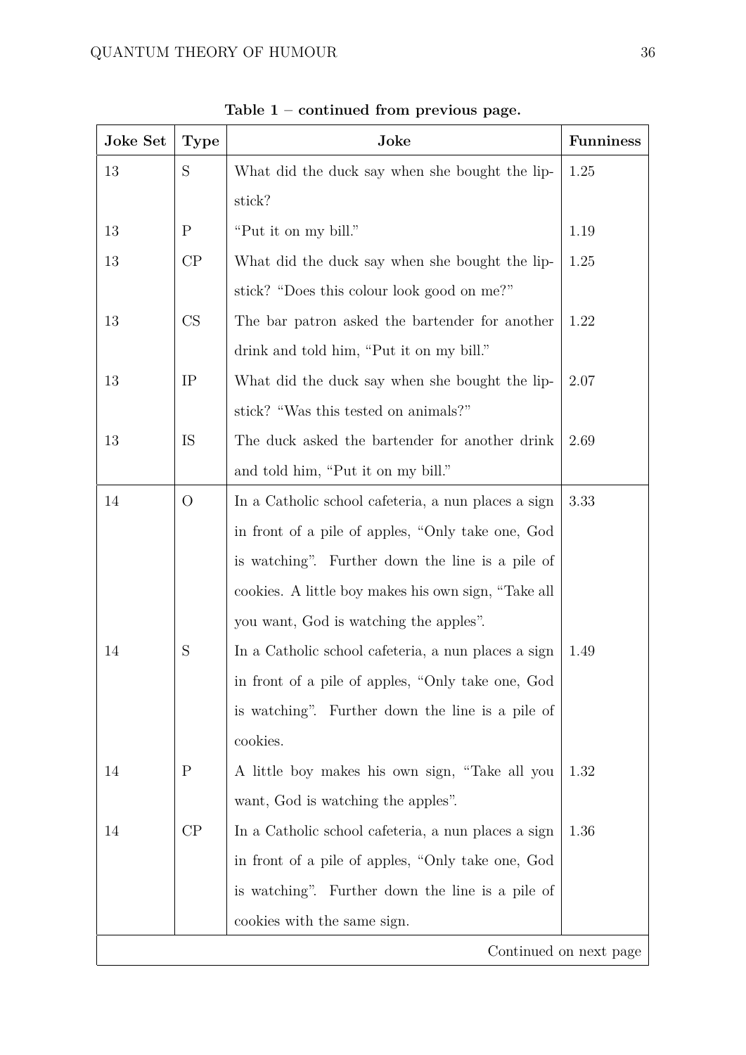**Table 1 – continued from previous page.**

| Joke Set | Type | Joke | Funniness |
|---|---|---|---|
| 13 | S | What did the duck say when she bought the lipstick? | 1.25 |
| 13 | P | "Put it on my bill." | 1.19 |
| 13 | CP | What did the duck say when she bought the lipstick? "Does this colour look good on me?" | 1.25 |
| 13 | CS | The bar patron asked the bartender for another drink and told him, "Put it on my bill." | 1.22 |
| 13 | IP | What did the duck say when she bought the lipstick? "Was this tested on animals?" | 2.07 |
| 13 | IS | The duck asked the bartender for another drink and told him, "Put it on my bill." | 2.69 |
| 14 | O | In a Catholic school cafeteria, a nun places a sign in front of a pile of apples, "Only take one, God is watching". Further down the line is a pile of cookies. A little boy makes his own sign, "Take all you want, God is watching the apples". | 3.33 |
| 14 | S | In a Catholic school cafeteria, a nun places a sign in front of a pile of apples, "Only take one, God is watching". Further down the line is a pile of cookies. | 1.49 |
| 14 | P | A little boy makes his own sign, "Take all you want, God is watching the apples". | 1.32 |
| 14 | CP | In a Catholic school cafeteria, a nun places a sign in front of a pile of apples, "Only take one, God is watching". Further down the line is a pile of cookies with the same sign. | 1.36 |

Continued on next page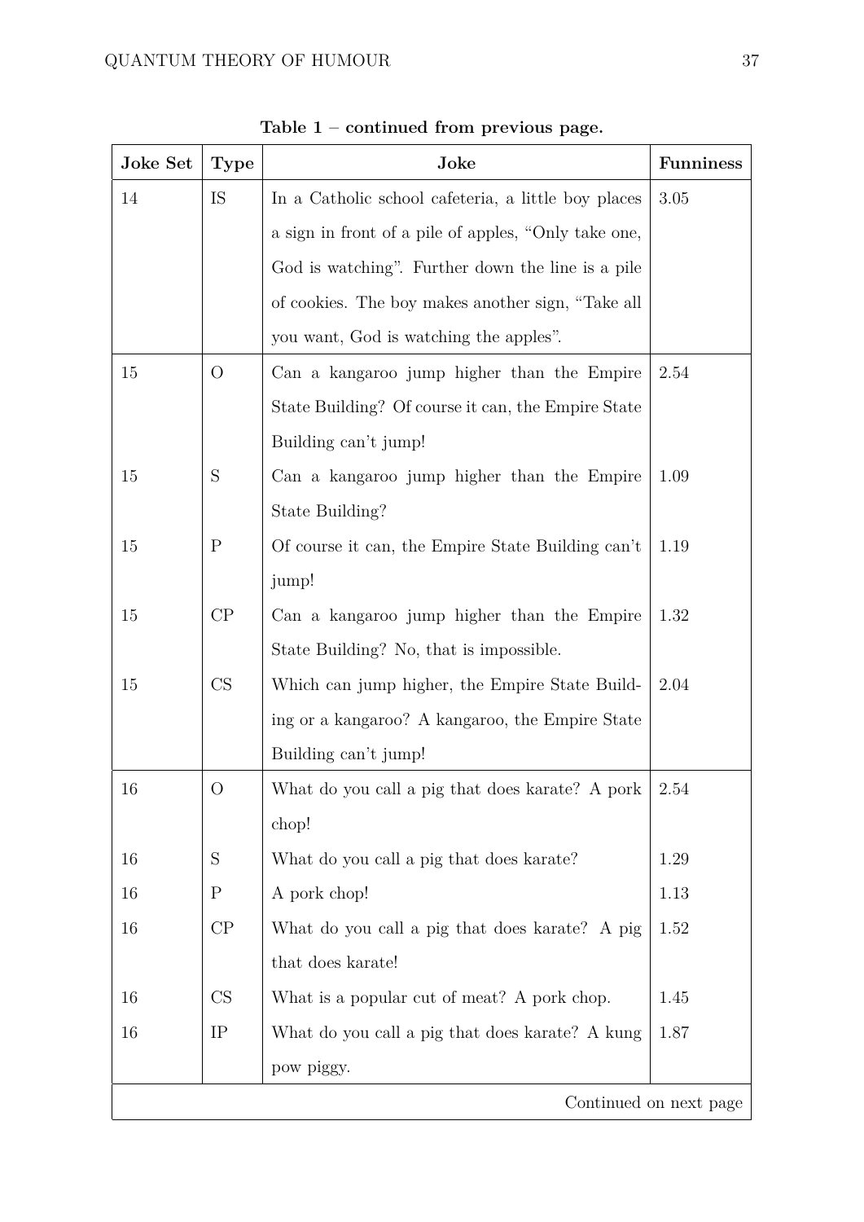**Table 1 – continued from previous page.**

| Joke Set | Type | Joke | Funniness |
|---|---|---|---|
| 14 | IS | In a Catholic school cafeteria, a little boy places a sign in front of a pile of apples, "Only take one, God is watching". Further down the line is a pile of cookies. The boy makes another sign, "Take all you want, God is watching the apples". | 3.05 |
| 15 | O | Can a kangaroo jump higher than the Empire State Building? Of course it can, the Empire State Building can't jump! | 2.54 |
| 15 | S | Can a kangaroo jump higher than the Empire State Building? | 1.09 |
| 15 | P | Of course it can, the Empire State Building can't jump! | 1.19 |
| 15 | CP | Can a kangaroo jump higher than the Empire State Building? No, that is impossible. | 1.32 |
| 15 | CS | Which can jump higher, the Empire State Building or a kangaroo? A kangaroo, the Empire State Building can't jump! | 2.04 |
| 16 | O | What do you call a pig that does karate? A pork chop! | 2.54 |
| 16 | S | What do you call a pig that does karate? | 1.29 |
| 16 | P | A pork chop! | 1.13 |
| 16 | CP | What do you call a pig that does karate? A pig that does karate! | 1.52 |
| 16 | CS | What is a popular cut of meat? A pork chop. | 1.45 |
| 16 | IP | What do you call a pig that does karate? A kung pow piggy. | 1.87 |

Continued on next page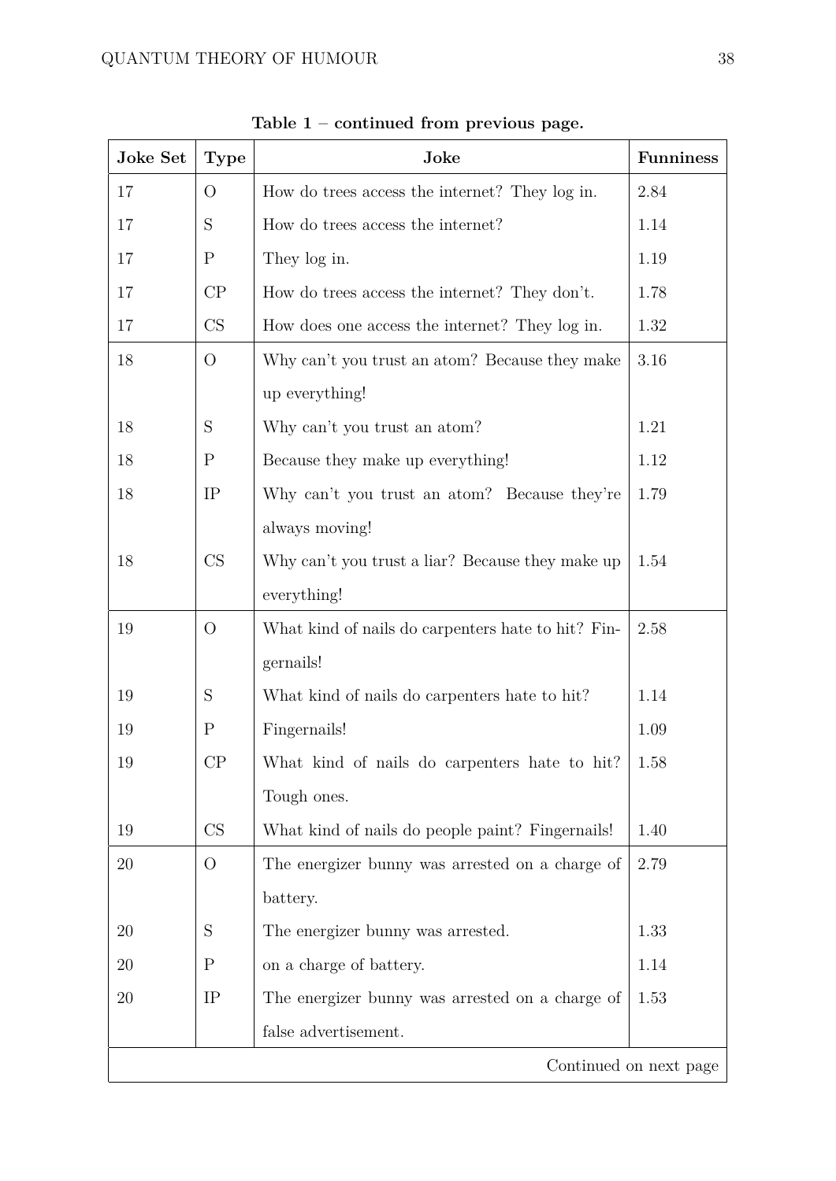**Table 1 – continued from previous page.**

| Joke Set | Type | Joke | Funniness |
|---|---|---|---|
| 17 | O | How do trees access the internet? They log in. | 2.84 |
| 17 | S | How do trees access the internet? | 1.14 |
| 17 | P | They log in. | 1.19 |
| 17 | CP | How do trees access the internet? They don't. | 1.78 |
| 17 | CS | How does one access the internet? They log in. | 1.32 |
| 18 | O | Why can't you trust an atom? Because they make up everything! | 3.16 |
| 18 | S | Why can't you trust an atom? | 1.21 |
| 18 | P | Because they make up everything! | 1.12 |
| 18 | IP | Why can't you trust an atom? Because they're always moving! | 1.79 |
| 18 | CS | Why can't you trust a liar? Because they make up everything! | 1.54 |
| 19 | O | What kind of nails do carpenters hate to hit? Fingernails! | 2.58 |
| 19 | S | What kind of nails do carpenters hate to hit? | 1.14 |
| 19 | P | Fingernails! | 1.09 |
| 19 | CP | What kind of nails do carpenters hate to hit? Tough ones. | 1.58 |
| 19 | CS | What kind of nails do people paint? Fingernails! | 1.40 |
| 20 | O | The energizer bunny was arrested on a charge of battery. | 2.79 |
| 20 | S | The energizer bunny was arrested. | 1.33 |
| 20 | P | on a charge of battery. | 1.14 |
| 20 | IP | The energizer bunny was arrested on a charge of false advertisement. | 1.53 |

Continued on next page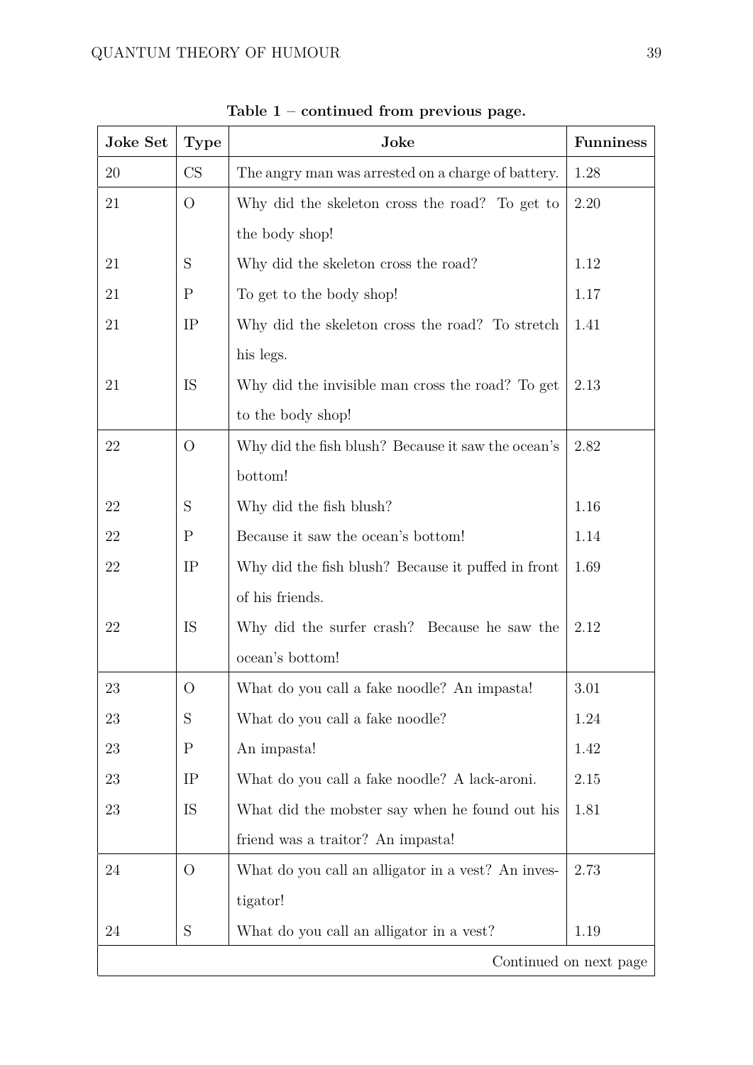**Table 1 – continued from previous page.**

| Joke Set | Type | Joke | Funniness |
|---|---|---|---|
| 20 | CS | The angry man was arrested on a charge of battery. | 1.28 |
| 21 | O | Why did the skeleton cross the road? To get to the body shop! | 2.20 |
| 21 | S | Why did the skeleton cross the road? | 1.12 |
| 21 | P | To get to the body shop! | 1.17 |
| 21 | IP | Why did the skeleton cross the road? To stretch his legs. | 1.41 |
| 21 | IS | Why did the invisible man cross the road? To get to the body shop! | 2.13 |
| 22 | O | Why did the fish blush? Because it saw the ocean's bottom! | 2.82 |
| 22 | S | Why did the fish blush? | 1.16 |
| 22 | P | Because it saw the ocean's bottom! | 1.14 |
| 22 | IP | Why did the fish blush? Because it puffed in front of his friends. | 1.69 |
| 22 | IS | Why did the surfer crash? Because he saw the ocean's bottom! | 2.12 |
| 23 | O | What do you call a fake noodle? An impasta! | 3.01 |
| 23 | S | What do you call a fake noodle? | 1.24 |
| 23 | P | An impasta! | 1.42 |
| 23 | IP | What do you call a fake noodle? A lack-aroni. | 2.15 |
| 23 | IS | What did the mobster say when he found out his friend was a traitor? An impasta! | 1.81 |
| 24 | O | What do you call an alligator in a vest? An investigator! | 2.73 |
| 24 | S | What do you call an alligator in a vest? | 1.19 |

Continued on next page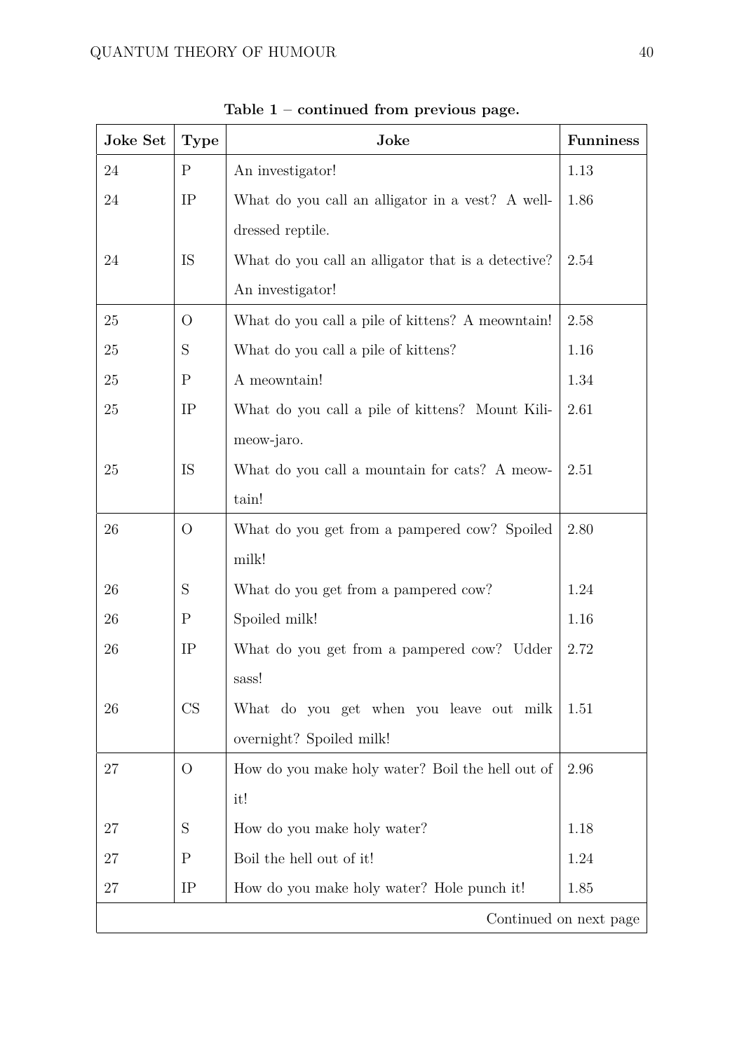**Table 1 – continued from previous page.**

| Joke Set | Type | Joke | Funniness |
|---|---|---|---|
| 24 | P | An investigator! | 1.13 |
| 24 | IP | What do you call an alligator in a vest? A well-dressed reptile. | 1.86 |
| 24 | IS | What do you call an alligator that is a detective? An investigator! | 2.54 |
| 25 | O | What do you call a pile of kittens? A meowntain! | 2.58 |
| 25 | S | What do you call a pile of kittens? | 1.16 |
| 25 | P | A meowntain! | 1.34 |
| 25 | IP | What do you call a pile of kittens? Mount Kili-meow-jaro. | 2.61 |
| 25 | IS | What do you call a mountain for cats? A meow-tain! | 2.51 |
| 26 | O | What do you get from a pampered cow? Spoiled milk! | 2.80 |
| 26 | S | What do you get from a pampered cow? | 1.24 |
| 26 | P | Spoiled milk! | 1.16 |
| 26 | IP | What do you get from a pampered cow? Udder sass! | 2.72 |
| 26 | CS | What do you get when you leave out milk overnight? Spoiled milk! | 1.51 |
| 27 | O | How do you make holy water? Boil the hell out of it! | 2.96 |
| 27 | S | How do you make holy water? | 1.18 |
| 27 | P | Boil the hell out of it! | 1.24 |
| 27 | IP | How do you make holy water? Hole punch it! | 1.85 |

Continued on next page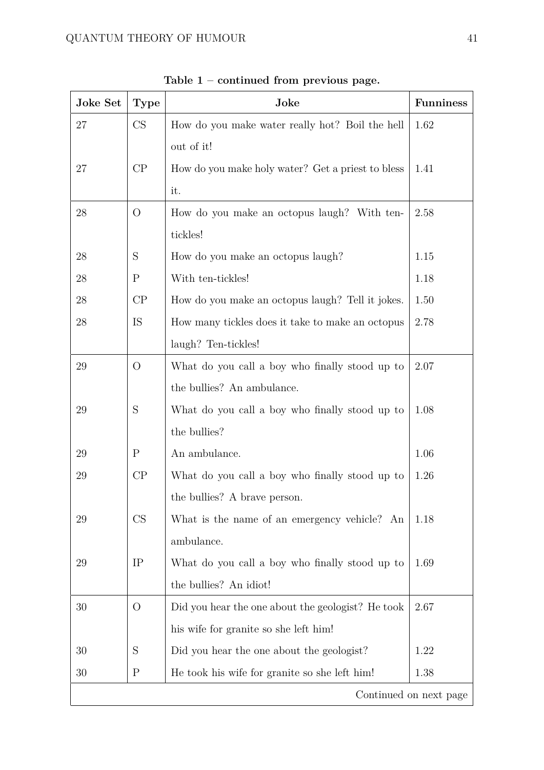**Table 1 – continued from previous page.**

| Joke Set | Type | Joke | Funniness |
|---|---|---|---|
| 27 | CS | How do you make water really hot? Boil the hell out of it! | 1.62 |
| 27 | CP | How do you make holy water? Get a priest to bless it. | 1.41 |
| 28 | O | How do you make an octopus laugh? With ten-tickles! | 2.58 |
| 28 | S | How do you make an octopus laugh? | 1.15 |
| 28 | P | With ten-tickles! | 1.18 |
| 28 | CP | How do you make an octopus laugh? Tell it jokes. | 1.50 |
| 28 | IS | How many tickles does it take to make an octopus laugh? Ten-tickles! | 2.78 |
| 29 | O | What do you call a boy who finally stood up to the bullies? An ambulance. | 2.07 |
| 29 | S | What do you call a boy who finally stood up to the bullies? | 1.08 |
| 29 | P | An ambulance. | 1.06 |
| 29 | CP | What do you call a boy who finally stood up to the bullies? A brave person. | 1.26 |
| 29 | CS | What is the name of an emergency vehicle? An ambulance. | 1.18 |
| 29 | IP | What do you call a boy who finally stood up to the bullies? An idiot! | 1.69 |
| 30 | O | Did you hear the one about the geologist? He took his wife for granite so she left him! | 2.67 |
| 30 | S | Did you hear the one about the geologist? | 1.22 |
| 30 | P | He took his wife for granite so she left him! | 1.38 |

Continued on next page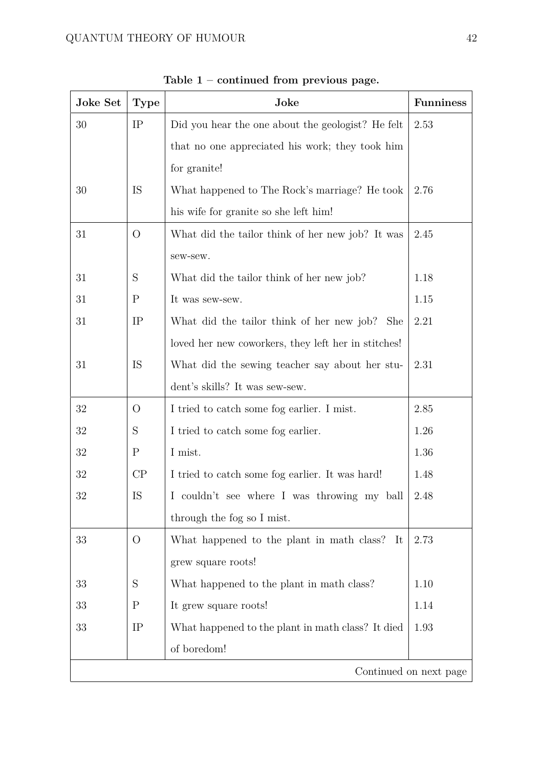**Table 1 – continued from previous page.**

| Joke Set | Type | Joke | Funniness |
|---|---|---|---|
| 30 | IP | Did you hear the one about the geologist? He felt that no one appreciated his work; they took him for granite! | 2.53 |
| 30 | IS | What happened to The Rock's marriage? He took his wife for granite so she left him! | 2.76 |
| 31 | O | What did the tailor think of her new job? It was sew-sew. | 2.45 |
| 31 | S | What did the tailor think of her new job? | 1.18 |
| 31 | P | It was sew-sew. | 1.15 |
| 31 | IP | What did the tailor think of her new job? She loved her new coworkers, they left her in stitches! | 2.21 |
| 31 | IS | What did the sewing teacher say about her student's skills? It was sew-sew. | 2.31 |
| 32 | O | I tried to catch some fog earlier. I mist. | 2.85 |
| 32 | S | I tried to catch some fog earlier. | 1.26 |
| 32 | P | I mist. | 1.36 |
| 32 | CP | I tried to catch some fog earlier. It was hard! | 1.48 |
| 32 | IS | I couldn't see where I was throwing my ball through the fog so I mist. | 2.48 |
| 33 | O | What happened to the plant in math class? It grew square roots! | 2.73 |
| 33 | S | What happened to the plant in math class? | 1.10 |
| 33 | P | It grew square roots! | 1.14 |
| 33 | IP | What happened to the plant in math class? It died of boredom! | 1.93 |

Continued on next page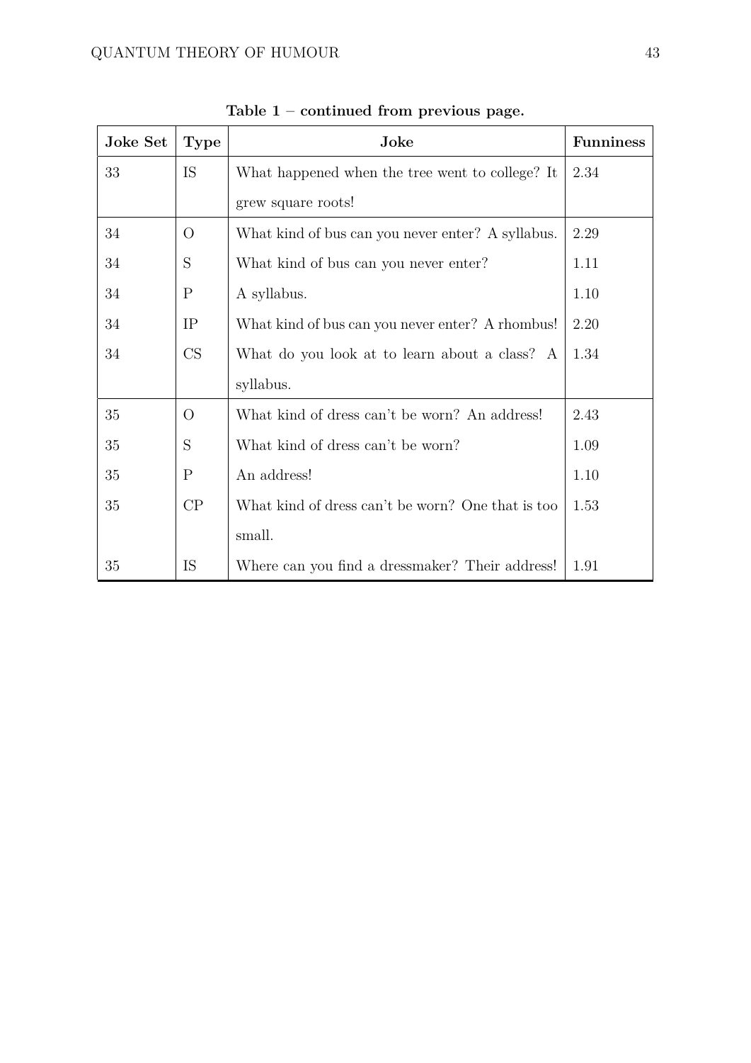**Table 1 – continued from previous page.**

| Joke Set | Type | Joke | Funniness |
|---|---|---|---|
| 33 | IS | What happened when the tree went to college? It grew square roots! | 2.34 |
| 34 | O | What kind of bus can you never enter? A syllabus. | 2.29 |
| 34 | S | What kind of bus can you never enter? | 1.11 |
| 34 | P | A syllabus. | 1.10 |
| 34 | IP | What kind of bus can you never enter? A rhombus! | 2.20 |
| 34 | CS | What do you look at to learn about a class? A syllabus. | 1.34 |
| 35 | O | What kind of dress can't be worn? An address! | 2.43 |
| 35 | S | What kind of dress can't be worn? | 1.09 |
| 35 | P | An address! | 1.10 |
| 35 | CP | What kind of dress can't be worn? One that is too small. | 1.53 |
| 35 | IS | Where can you find a dressmaker? Their address! | 1.91 |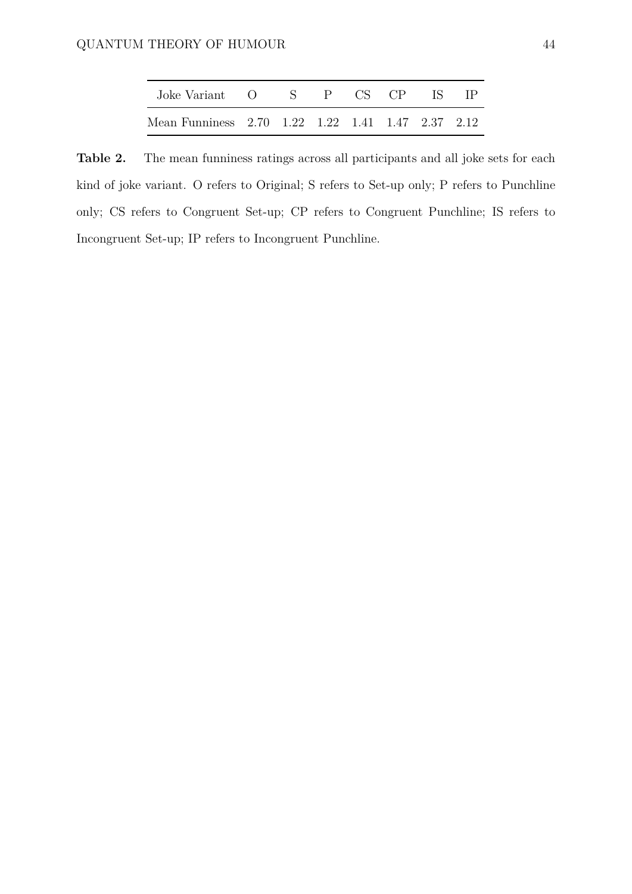| Joke Variant | O | S | P | CS | CP | IS | IP |
|---|---|---|---|---|---|---|---|
| Mean Funniness | 2.70 | 1.22 | 1.22 | 1.41 | 1.47 | 2.37 | 2.12 |

**Table 2.** The mean funniness ratings across all participants and all joke sets for each kind of joke variant. O refers to Original; S refers to Set-up only; P refers to Punchline only; CS refers to Congruent Set-up; CP refers to Congruent Punchline; IS refers to Incongruent Set-up; IP refers to Incongruent Punchline.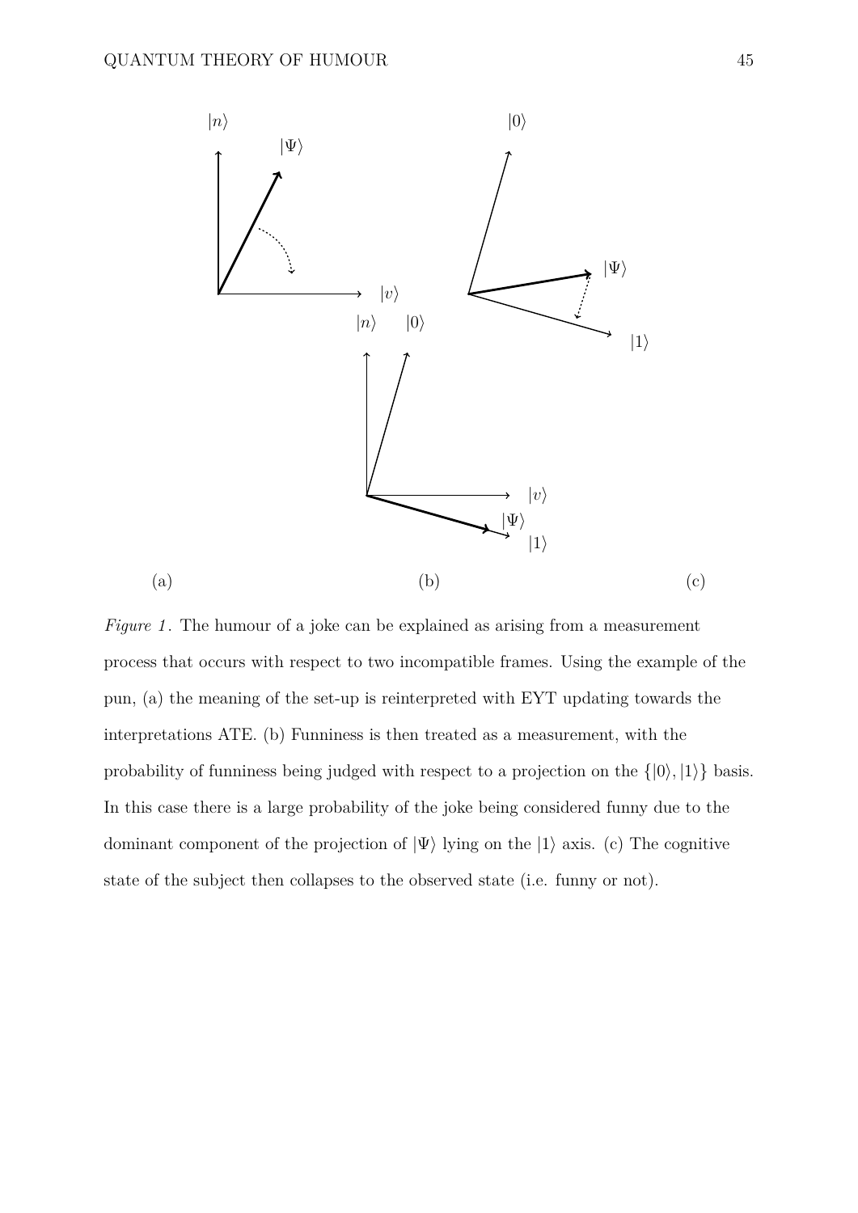*Figure 1*. The humour of a joke can be explained as arising from a measurement process that occurs with respect to two incompatible frames. Using the example of the pun, (a) the meaning of the set-up is reinterpreted with EYT updating towards the interpretations ATE. (b) Funniness is then treated as a measurement, with the probability of funniness being judged with respect to a projection on the $\{|0\rangle, |1\rangle\}$ basis. In this case there is a large probability of the joke being considered funny due to the dominant component of the projection of $|\Psi\rangle$ lying on the $|1\rangle$ axis. (c) The cognitive state of the subject then collapses to the observed state (i.e. funny or not).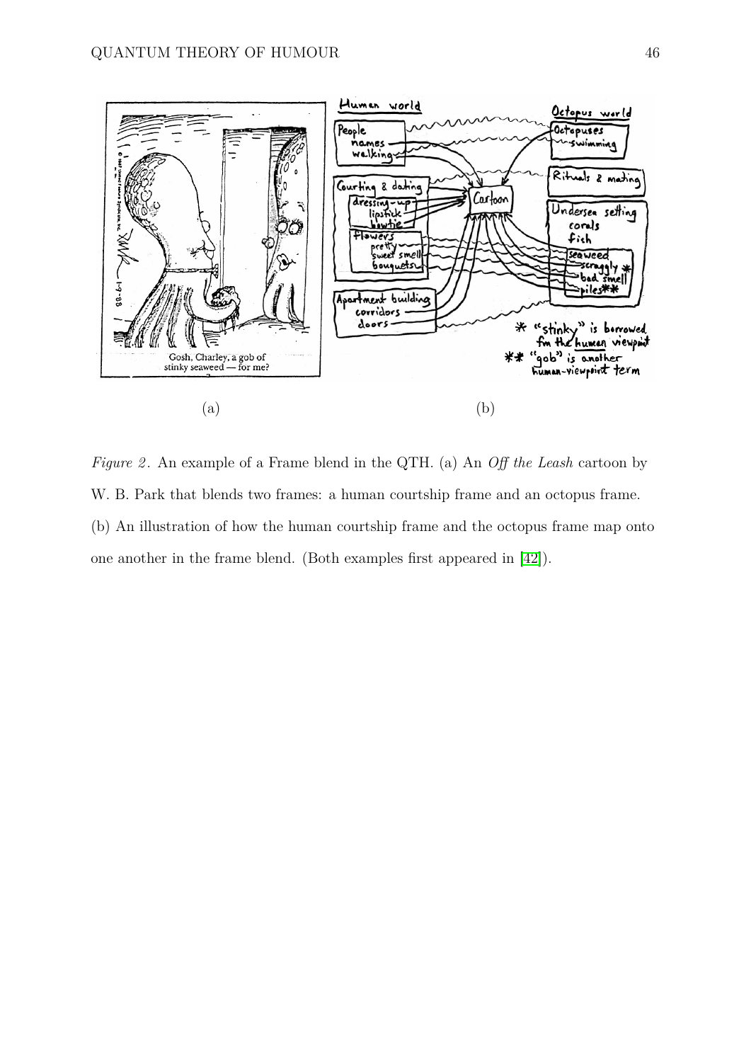(a) (b)

*Figure 2*. An example of a Frame blend in the QTH. (a) An *Off the Leash* cartoon by W. B. Park that blends two frames: a human courtship frame and an octopus frame. (b) An illustration of how the human courtship frame and the octopus frame map onto one another in the frame blend. (Both examples first appeared in [42]).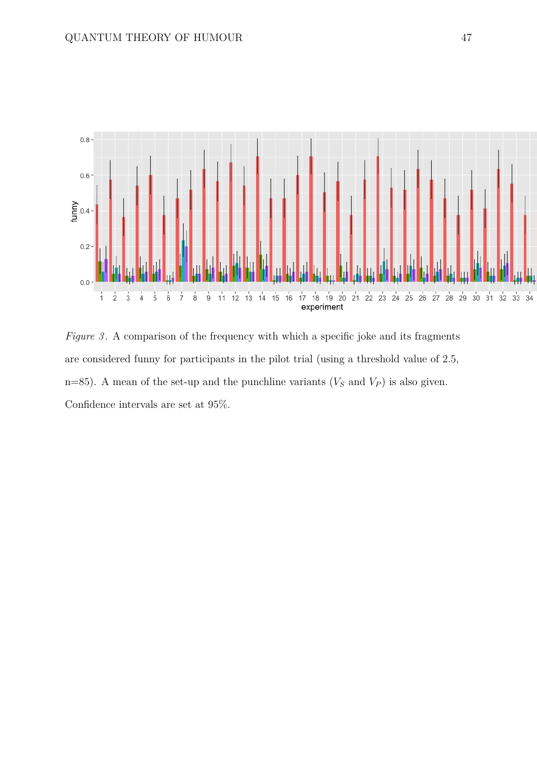0.8
0.6
0.4
0.2
0.0
funny
1 2 3 4 5 6 7 8 9 11 12 13 14 15 16 17 18 19 20 21 22 23 24 25 26 27 28 29 30 31 32 33 34
experiment

*Figure 3*. A comparison of the frequency with which a specific joke and its fragments are considered funny for participants in the pilot trial (using a threshold value of 2.5, n=85). A mean of the set-up and the punchline variants ($V_S$ and $V_P$) is also given. Confidence intervals are set at 95%.